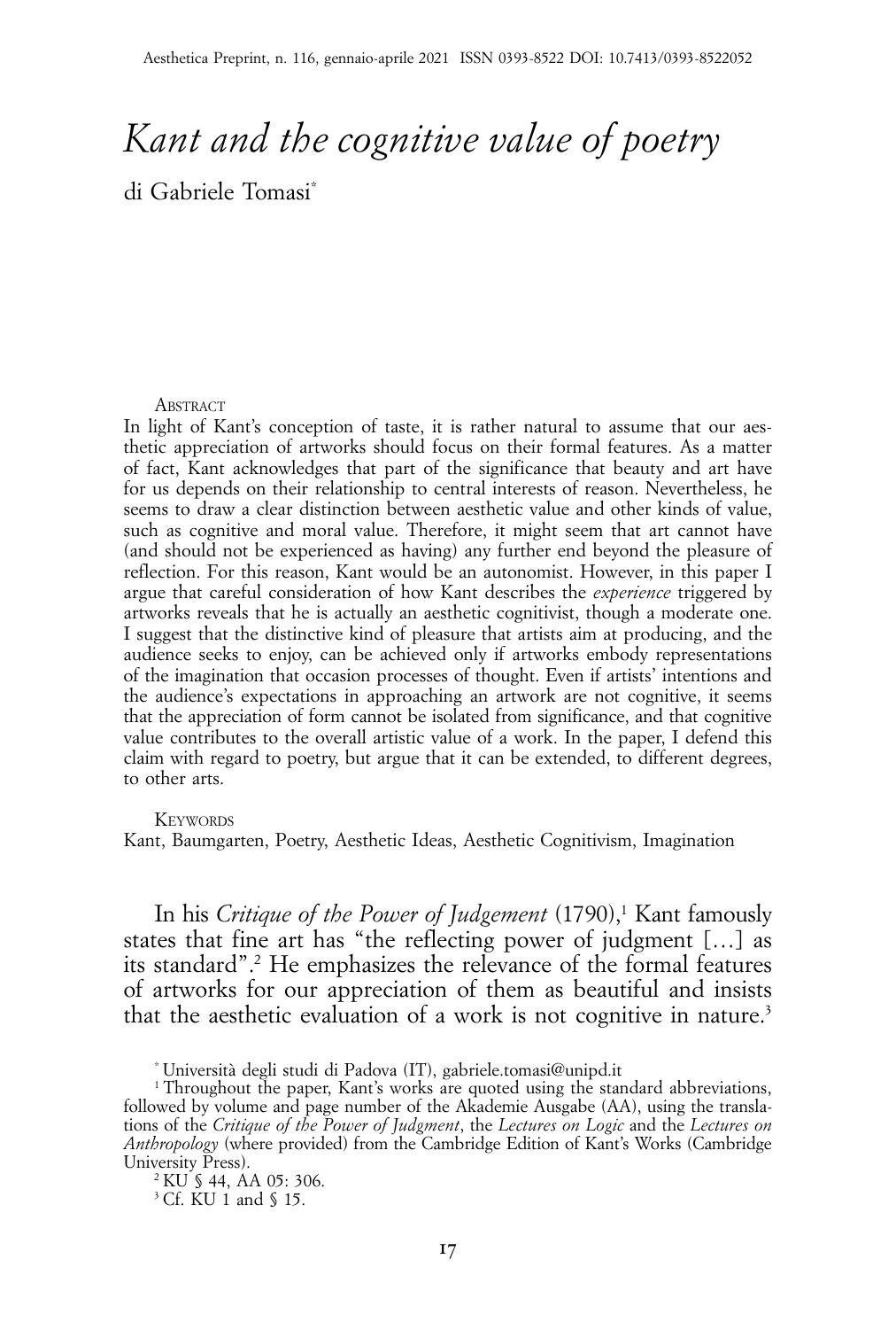# *Kant and the cognitive value of poetry*

di Gabriele Tomasi[*]

ABSTRACT

In light of Kant's conception of taste, it is rather natural to assume that our aesthetic appreciation of artworks should focus on their formal features. As a matter of fact, Kant acknowledges that part of the significance that beauty and art have for us depends on their relationship to central interests of reason. Nevertheless, he seems to draw a clear distinction between aesthetic value and other kinds of value, such as cognitive and moral value. Therefore, it might seem that art cannot have (and should not be experienced as having) any further end beyond the pleasure of reflection. For this reason, Kant would be an autonomist. However, in this paper I argue that careful consideration of how Kant describes the *experience* triggered by artworks reveals that he is actually an aesthetic cognitivist, though a moderate one. I suggest that the distinctive kind of pleasure that artists aim at producing, and the audience seeks to enjoy, can be achieved only if artworks embody representations of the imagination that occasion processes of thought. Even if artists' intentions and the audience's expectations in approaching an artwork are not cognitive, it seems that the appreciation of form cannot be isolated from significance, and that cognitive value contributes to the overall artistic value of a work. In the paper, I defend this claim with regard to poetry, but argue that it can be extended, to different degrees, to other arts.

KEYWORDS

Kant, Baumgarten, Poetry, Aesthetic Ideas, Aesthetic Cognitivism, Imagination

In his *Critique of the Power of Judgement* (1790),[1] Kant famously states that fine art has "the reflecting power of judgment […] as its standard".[2] He emphasizes the relevance of the formal features of artworks for our appreciation of them as beautiful and insists that the aesthetic evaluation of a work is not cognitive in nature.[3]

---

[*] Università degli studi di Padova (IT), gabriele.tomasi@unipd.it

[1] Throughout the paper, Kant's works are quoted using the standard abbreviations, followed by volume and page number of the Akademie Ausgabe (AA), using the translations of the *Critique of the Power of Judgment*, the *Lectures on Logic* and the *Lectures on Anthropology* (where provided) from the Cambridge Edition of Kant's Works (Cambridge University Press).

[2] KU § 44, AA 05: 306.

[3] Cf. KU 1 and § 15.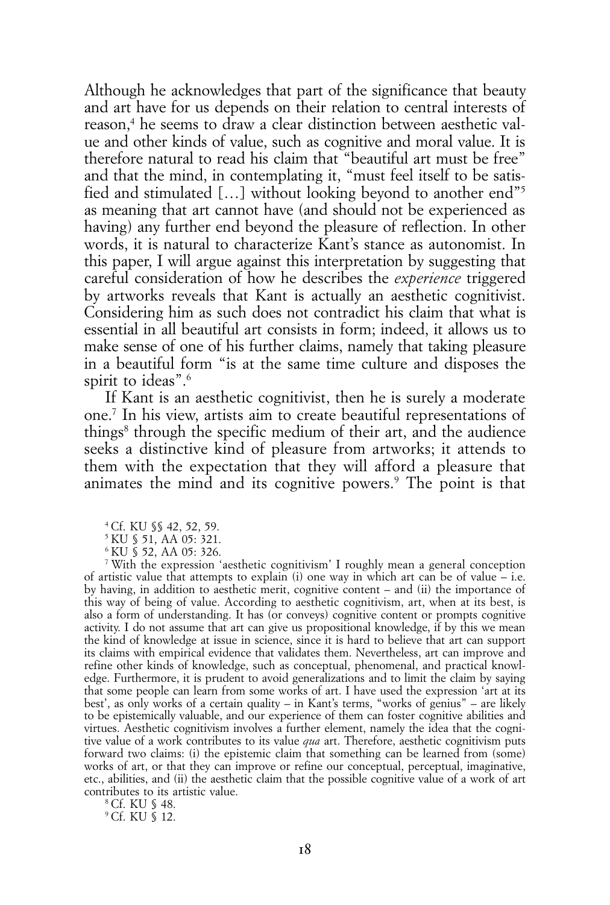Although he acknowledges that part of the significance that beauty and art have for us depends on their relation to central interests of reason,[4] he seems to draw a clear distinction between aesthetic value and other kinds of value, such as cognitive and moral value. It is therefore natural to read his claim that "beautiful art must be free" and that the mind, in contemplating it, "must feel itself to be satisfied and stimulated […] without looking beyond to another end"[5] as meaning that art cannot have (and should not be experienced as having) any further end beyond the pleasure of reflection. In other words, it is natural to characterize Kant's stance as autonomist. In this paper, I will argue against this interpretation by suggesting that careful consideration of how he describes the *experience* triggered by artworks reveals that Kant is actually an aesthetic cognitivist. Considering him as such does not contradict his claim that what is essential in all beautiful art consists in form; indeed, it allows us to make sense of one of his further claims, namely that taking pleasure in a beautiful form "is at the same time culture and disposes the spirit to ideas".[6]

If Kant is an aesthetic cognitivist, then he is surely a moderate one.[7] In his view, artists aim to create beautiful representations of things[8] through the specific medium of their art, and the audience seeks a distinctive kind of pleasure from artworks; it attends to them with the expectation that they will afford a pleasure that animates the mind and its cognitive powers.[9] The point is that

[4] Cf. KU §§ 42, 52, 59.

[5] KU § 51, AA 05: 321.

[6] KU § 52, AA 05: 326.

[7] With the expression 'aesthetic cognitivism' I roughly mean a general conception of artistic value that attempts to explain (i) one way in which art can be of value – i.e. by having, in addition to aesthetic merit, cognitive content – and (ii) the importance of this way of being of value. According to aesthetic cognitivism, art, when at its best, is also a form of understanding. It has (or conveys) cognitive content or prompts cognitive activity. I do not assume that art can give us propositional knowledge, if by this we mean the kind of knowledge at issue in science, since it is hard to believe that art can support its claims with empirical evidence that validates them. Nevertheless, art can improve and refine other kinds of knowledge, such as conceptual, phenomenal, and practical knowledge. Furthermore, it is prudent to avoid generalizations and to limit the claim by saying that some people can learn from some works of art. I have used the expression 'art at its best', as only works of a certain quality – in Kant's terms, "works of genius" – are likely to be epistemically valuable, and our experience of them can foster cognitive abilities and virtues. Aesthetic cognitivism involves a further element, namely the idea that the cognitive value of a work contributes to its value *qua* art. Therefore, aesthetic cognitivism puts forward two claims: (i) the epistemic claim that something can be learned from (some) works of art, or that they can improve or refine our conceptual, perceptual, imaginative, etc., abilities, and (ii) the aesthetic claim that the possible cognitive value of a work of art contributes to its artistic value.

[8] Cf. KU § 48.

[9] Cf. KU § 12.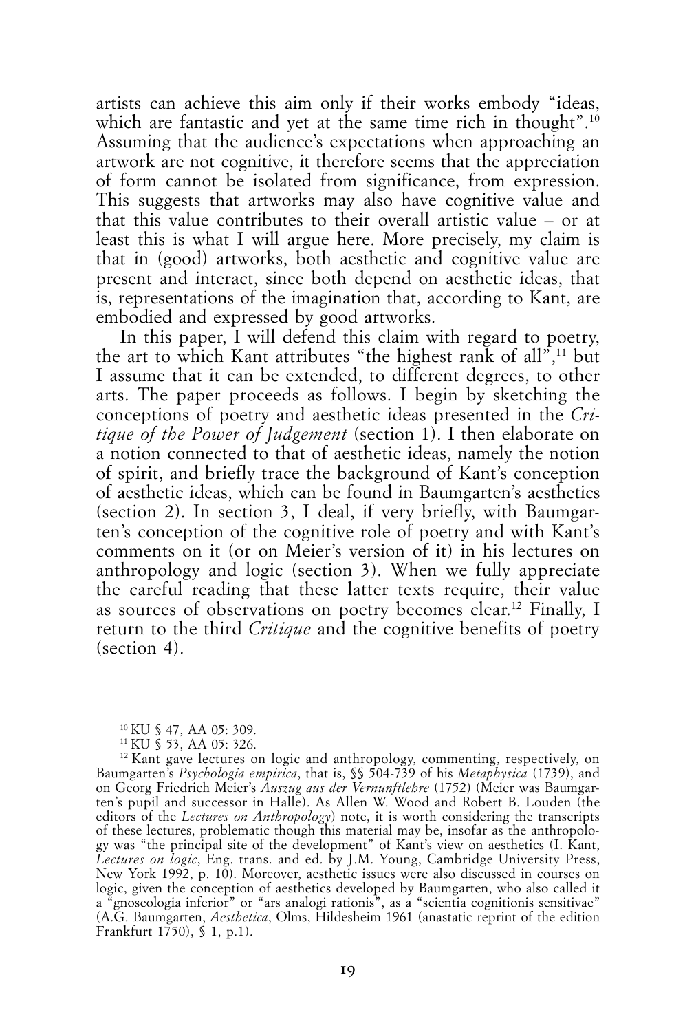artists can achieve this aim only if their works embody "ideas, which are fantastic and yet at the same time rich in thought".[10] Assuming that the audience's expectations when approaching an artwork are not cognitive, it therefore seems that the appreciation of form cannot be isolated from significance, from expression. This suggests that artworks may also have cognitive value and that this value contributes to their overall artistic value – or at least this is what I will argue here. More precisely, my claim is that in (good) artworks, both aesthetic and cognitive value are present and interact, since both depend on aesthetic ideas, that is, representations of the imagination that, according to Kant, are embodied and expressed by good artworks.

In this paper, I will defend this claim with regard to poetry, the art to which Kant attributes "the highest rank of all",[11] but I assume that it can be extended, to different degrees, to other arts. The paper proceeds as follows. I begin by sketching the conceptions of poetry and aesthetic ideas presented in the *Critique of the Power of Judgement* (section 1). I then elaborate on a notion connected to that of aesthetic ideas, namely the notion of spirit, and briefly trace the background of Kant's conception of aesthetic ideas, which can be found in Baumgarten's aesthetics (section 2). In section 3, I deal, if very briefly, with Baumgarten's conception of the cognitive role of poetry and with Kant's comments on it (or on Meier's version of it) in his lectures on anthropology and logic (section 3). When we fully appreciate the careful reading that these latter texts require, their value as sources of observations on poetry becomes clear.[12] Finally, I return to the third *Critique* and the cognitive benefits of poetry (section 4).

---

[10] KU § 47, AA 05: 309.

[11] KU § 53, AA 05: 326.

[12] Kant gave lectures on logic and anthropology, commenting, respectively, on Baumgarten's *Psychologia empirica*, that is, §§ 504-739 of his *Metaphysica* (1739), and on Georg Friedrich Meier's *Auszug aus der Vernunftlehre* (1752) (Meier was Baumgarten's pupil and successor in Halle). As Allen W. Wood and Robert B. Louden (the editors of the *Lectures on Anthropology*) note, it is worth considering the transcripts of these lectures, problematic though this material may be, insofar as the anthropology was "the principal site of the development" of Kant's view on aesthetics (I. Kant, *Lectures on logic*, Eng. trans. and ed. by J.M. Young, Cambridge University Press, New York 1992, p. 10). Moreover, aesthetic issues were also discussed in courses on logic, given the conception of aesthetics developed by Baumgarten, who also called it a "gnoseologia inferior" or "ars analogi rationis", as a "scientia cognitionis sensitivae" (A.G. Baumgarten, *Aesthetica*, Olms, Hildesheim 1961 (anastatic reprint of the edition Frankfurt 1750), § 1, p.1).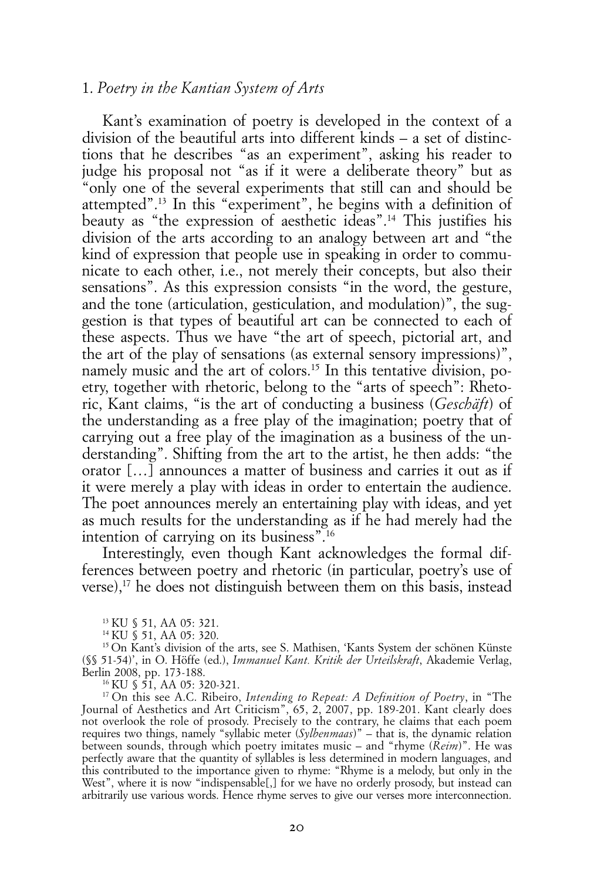## 1. *Poetry in the Kantian System of Arts*

Kant's examination of poetry is developed in the context of a division of the beautiful arts into different kinds – a set of distinctions that he describes "as an experiment", asking his reader to judge his proposal not "as if it were a deliberate theory" but as "only one of the several experiments that still can and should be attempted".[13] In this "experiment", he begins with a definition of beauty as "the expression of aesthetic ideas".[14] This justifies his division of the arts according to an analogy between art and "the kind of expression that people use in speaking in order to communicate to each other, i.e., not merely their concepts, but also their sensations". As this expression consists "in the word, the gesture, and the tone (articulation, gesticulation, and modulation)", the suggestion is that types of beautiful art can be connected to each of these aspects. Thus we have "the art of speech, pictorial art, and the art of the play of sensations (as external sensory impressions)", namely music and the art of colors.[15] In this tentative division, poetry, together with rhetoric, belong to the "arts of speech": Rhetoric, Kant claims, "is the art of conducting a business (*Geschäft*) of the understanding as a free play of the imagination; poetry that of carrying out a free play of the imagination as a business of the understanding". Shifting from the art to the artist, he then adds: "the orator […] announces a matter of business and carries it out as if it were merely a play with ideas in order to entertain the audience. The poet announces merely an entertaining play with ideas, and yet as much results for the understanding as if he had merely had the intention of carrying on its business".[16]

Interestingly, even though Kant acknowledges the formal differences between poetry and rhetoric (in particular, poetry's use of verse),[17] he does not distinguish between them on this basis, instead

[13] KU § 51, AA 05: 321.

[14] KU § 51, AA 05: 320.

[15] On Kant's division of the arts, see S. Mathisen, 'Kants System der schönen Künste (§§ 51-54)', in O. Höffe (ed.), *Immanuel Kant. Kritik der Urteilskraft*, Akademie Verlag, Berlin 2008, pp. 173-188.

[16] KU § 51, AA 05: 320-321.

[17] On this see A.C. Ribeiro, *Intending to Repeat: A Definition of Poetry*, in "The Journal of Aesthetics and Art Criticism", 65, 2, 2007, pp. 189-201. Kant clearly does not overlook the role of prosody. Precisely to the contrary, he claims that each poem requires two things, namely "syllabic meter (*Sylbenmaas*)" – that is, the dynamic relation between sounds, through which poetry imitates music – and "rhyme (*Reim*)". He was perfectly aware that the quantity of syllables is less determined in modern languages, and this contributed to the importance given to rhyme: "Rhyme is a melody, but only in the West", where it is now "indispensable[,] for we have no orderly prosody, but instead can arbitrarily use various words. Hence rhyme serves to give our verses more interconnection.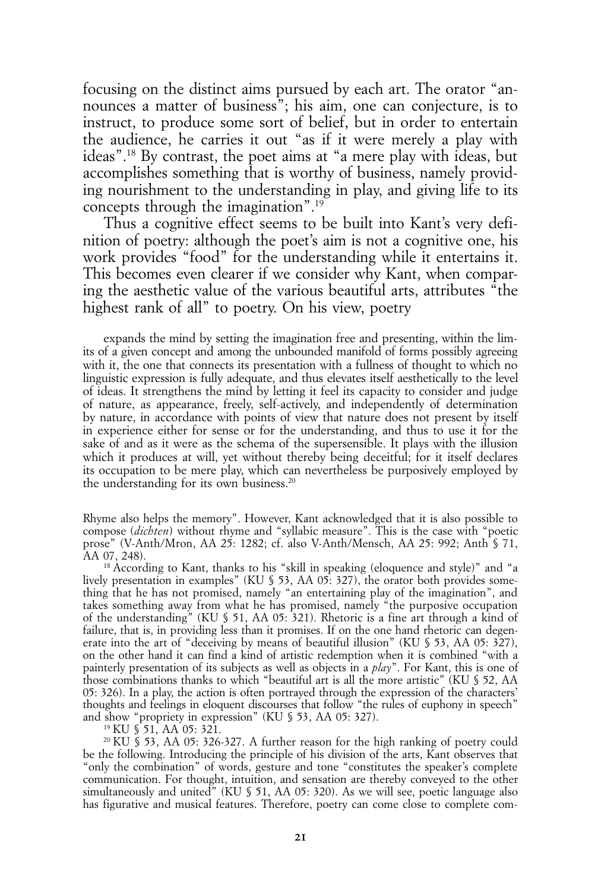focusing on the distinct aims pursued by each art. The orator "announces a matter of business"; his aim, one can conjecture, is to instruct, to produce some sort of belief, but in order to entertain the audience, he carries it out "as if it were merely a play with ideas".[18] By contrast, the poet aims at "a mere play with ideas, but accomplishes something that is worthy of business, namely providing nourishment to the understanding in play, and giving life to its concepts through the imagination".[19]

Thus a cognitive effect seems to be built into Kant's very definition of poetry: although the poet's aim is not a cognitive one, his work provides "food" for the understanding while it entertains it. This becomes even clearer if we consider why Kant, when comparing the aesthetic value of the various beautiful arts, attributes "the highest rank of all" to poetry. On his view, poetry

> expands the mind by setting the imagination free and presenting, within the limits of a given concept and among the unbounded manifold of forms possibly agreeing with it, the one that connects its presentation with a fullness of thought to which no linguistic expression is fully adequate, and thus elevates itself aesthetically to the level of ideas. It strengthens the mind by letting it feel its capacity to consider and judge of nature, as appearance, freely, self-actively, and independently of determination by nature, in accordance with points of view that nature does not present by itself in experience either for sense or for the understanding, and thus to use it for the sake of and as it were as the schema of the supersensible. It plays with the illusion which it produces at will, yet without thereby being deceitful; for it itself declares its occupation to be mere play, which can nevertheless be purposively employed by the understanding for its own business.[20]

Rhyme also helps the memory". However, Kant acknowledged that it is also possible to compose (*dichten*) without rhyme and "syllabic measure". This is the case with "poetic prose" (V-Anth/Mron, AA 25: 1282; cf. also V-Anth/Mensch, AA 25: 992; Anth § 71, AA 07, 248).

[18] According to Kant, thanks to his "skill in speaking (eloquence and style)" and "a lively presentation in examples" (KU § 53, AA 05: 327), the orator both provides something that he has not promised, namely "an entertaining play of the imagination", and takes something away from what he has promised, namely "the purposive occupation of the understanding" (KU § 51, AA 05: 321). Rhetoric is a fine art through a kind of failure, that is, in providing less than it promises. If on the one hand rhetoric can degenerate into the art of "deceiving by means of beautiful illusion" (KU § 53, AA 05: 327), on the other hand it can find a kind of artistic redemption when it is combined "with a painterly presentation of its subjects as well as objects in a *play*". For Kant, this is one of those combinations thanks to which "beautiful art is all the more artistic" (KU § 52, AA 05: 326). In a play, the action is often portrayed through the expression of the characters' thoughts and feelings in eloquent discourses that follow "the rules of euphony in speech" and show "propriety in expression" (KU § 53, AA 05: 327).

[19] KU § 51, AA 05: 321.

[20] KU § 53, AA 05: 326-327. A further reason for the high ranking of poetry could be the following. Introducing the principle of his division of the arts, Kant observes that "only the combination" of words, gesture and tone "constitutes the speaker's complete communication. For thought, intuition, and sensation are thereby conveyed to the other simultaneously and united" (KU § 51, AA 05: 320). As we will see, poetic language also has figurative and musical features. Therefore, poetry can come close to complete com-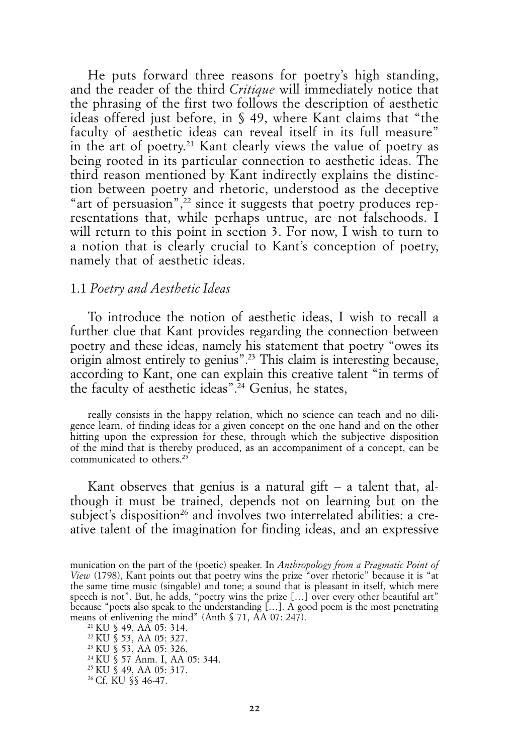He puts forward three reasons for poetry's high standing, and the reader of the third *Critique* will immediately notice that the phrasing of the first two follows the description of aesthetic ideas offered just before, in § 49, where Kant claims that "the faculty of aesthetic ideas can reveal itself in its full measure" in the art of poetry.[21] Kant clearly views the value of poetry as being rooted in its particular connection to aesthetic ideas. The third reason mentioned by Kant indirectly explains the distinction between poetry and rhetoric, understood as the deceptive "art of persuasion",[22] since it suggests that poetry produces representations that, while perhaps untrue, are not falsehoods. I will return to this point in section 3. For now, I wish to turn to a notion that is clearly crucial to Kant's conception of poetry, namely that of aesthetic ideas.

## 1.1 *Poetry and Aesthetic Ideas*

To introduce the notion of aesthetic ideas, I wish to recall a further clue that Kant provides regarding the connection between poetry and these ideas, namely his statement that poetry "owes its origin almost entirely to genius".[23] This claim is interesting because, according to Kant, one can explain this creative talent "in terms of the faculty of aesthetic ideas".[24] Genius, he states,

> really consists in the happy relation, which no science can teach and no diligence learn, of finding ideas for a given concept on the one hand and on the other hitting upon the expression for these, through which the subjective disposition of the mind that is thereby produced, as an accompaniment of a concept, can be communicated to others.[25]

Kant observes that genius is a natural gift – a talent that, although it must be trained, depends not on learning but on the subject's disposition[26] and involves two interrelated abilities: a creative talent of the imagination for finding ideas, and an expressive

munication on the part of the (poetic) speaker. In *Anthropology from a Pragmatic Point of View* (1798), Kant points out that poetry wins the prize "over rhetoric" because it is "at the same time music (singable) and tone; a sound that is pleasant in itself, which mere speech is not". But, he adds, "poetry wins the prize […] over every other beautiful art" because "poets also speak to the understanding […]. A good poem is the most penetrating means of enlivening the mind" (Anth § 71, AA 07: 247).

[21] KU § 49, AA 05: 314.

[22] KU § 53, AA 05: 327.

[23] KU § 53, AA 05: 326.

[24] KU § 57 Anm. I, AA 05: 344.

[25] KU § 49, AA 05: 317.

[26] Cf. KU §§ 46-47.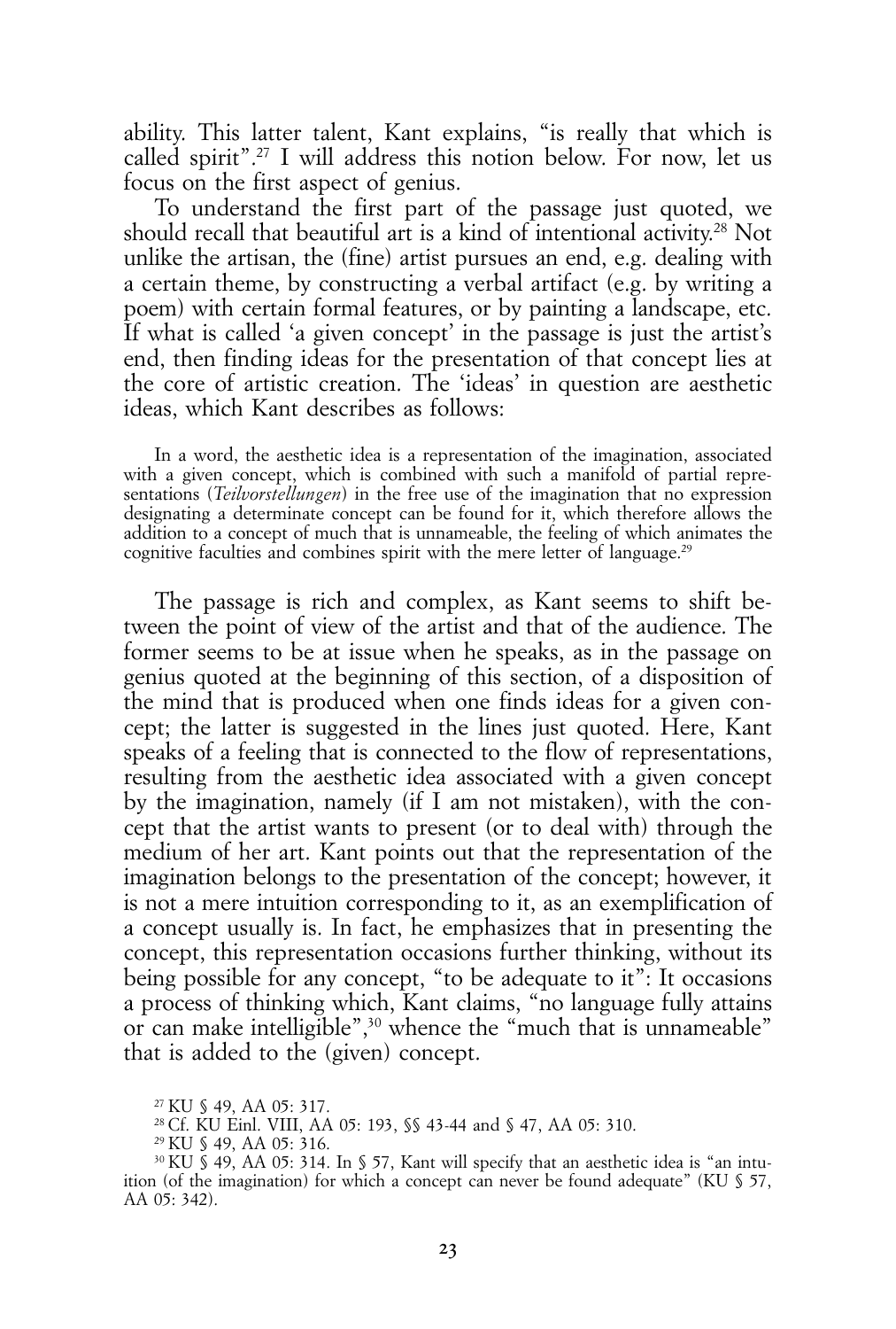ability. This latter talent, Kant explains, "is really that which is called spirit".[27] I will address this notion below. For now, let us focus on the first aspect of genius.

To understand the first part of the passage just quoted, we should recall that beautiful art is a kind of intentional activity.[28] Not unlike the artisan, the (fine) artist pursues an end, e.g. dealing with a certain theme, by constructing a verbal artifact (e.g. by writing a poem) with certain formal features, or by painting a landscape, etc. If what is called 'a given concept' in the passage is just the artist's end, then finding ideas for the presentation of that concept lies at the core of artistic creation. The 'ideas' in question are aesthetic ideas, which Kant describes as follows:

> In a word, the aesthetic idea is a representation of the imagination, associated with a given concept, which is combined with such a manifold of partial representations (*Teilvorstellungen*) in the free use of the imagination that no expression designating a determinate concept can be found for it, which therefore allows the addition to a concept of much that is unnameable, the feeling of which animates the cognitive faculties and combines spirit with the mere letter of language.[29]

The passage is rich and complex, as Kant seems to shift between the point of view of the artist and that of the audience. The former seems to be at issue when he speaks, as in the passage on genius quoted at the beginning of this section, of a disposition of the mind that is produced when one finds ideas for a given concept; the latter is suggested in the lines just quoted. Here, Kant speaks of a feeling that is connected to the flow of representations, resulting from the aesthetic idea associated with a given concept by the imagination, namely (if I am not mistaken), with the concept that the artist wants to present (or to deal with) through the medium of her art. Kant points out that the representation of the imagination belongs to the presentation of the concept; however, it is not a mere intuition corresponding to it, as an exemplification of a concept usually is. In fact, he emphasizes that in presenting the concept, this representation occasions further thinking, without its being possible for any concept, "to be adequate to it": It occasions a process of thinking which, Kant claims, "no language fully attains or can make intelligible",[30] whence the "much that is unnameable" that is added to the (given) concept.

[27] KU § 49, AA 05: 317.

[28] Cf. KU Einl. VIII, AA 05: 193, §§ 43-44 and § 47, AA 05: 310.

[29] KU § 49, AA 05: 316.

[30] KU § 49, AA 05: 314. In § 57, Kant will specify that an aesthetic idea is "an intuition (of the imagination) for which a concept can never be found adequate" (KU § 57, AA 05: 342).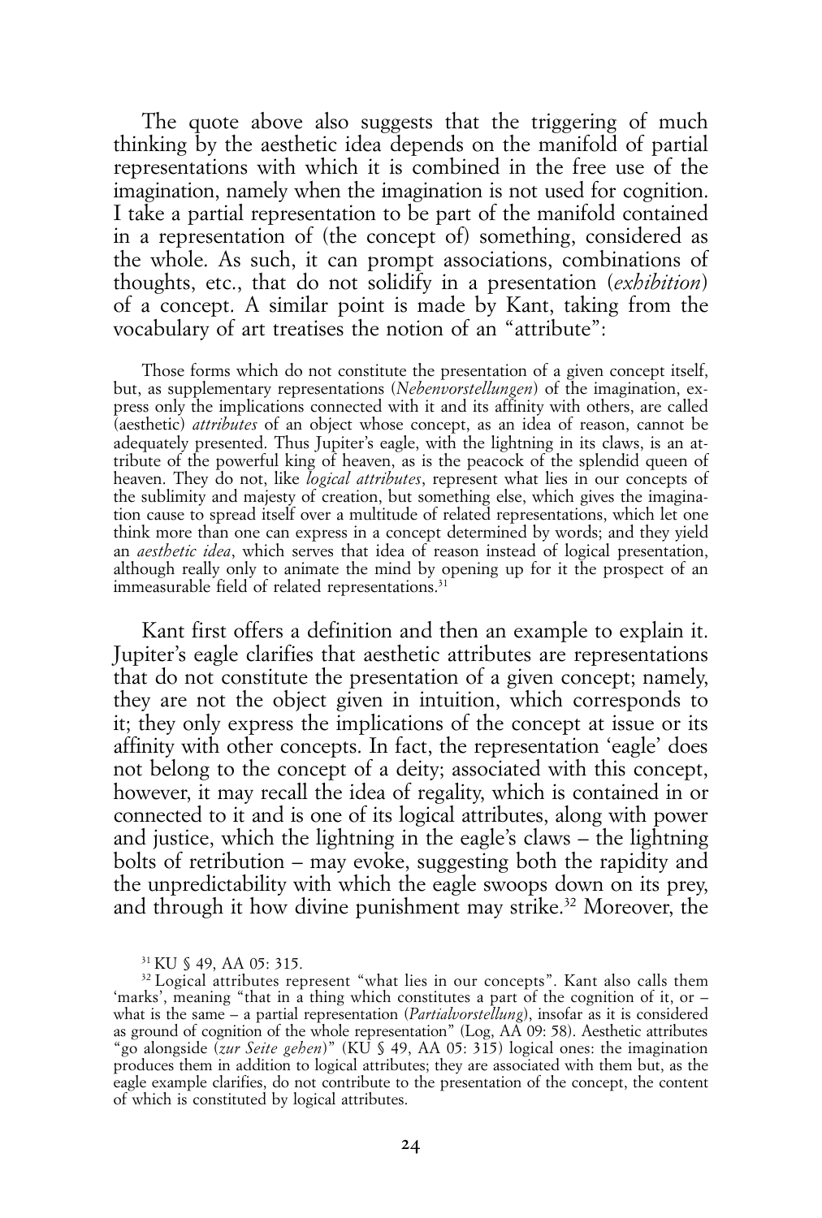The quote above also suggests that the triggering of much thinking by the aesthetic idea depends on the manifold of partial representations with which it is combined in the free use of the imagination, namely when the imagination is not used for cognition. I take a partial representation to be part of the manifold contained in a representation of (the concept of) something, considered as the whole. As such, it can prompt associations, combinations of thoughts, etc., that do not solidify in a presentation (*exhibition*) of a concept. A similar point is made by Kant, taking from the vocabulary of art treatises the notion of an "attribute":

> Those forms which do not constitute the presentation of a given concept itself, but, as supplementary representations (*Nebenvorstellungen*) of the imagination, express only the implications connected with it and its affinity with others, are called (aesthetic) *attributes* of an object whose concept, as an idea of reason, cannot be adequately presented. Thus Jupiter's eagle, with the lightning in its claws, is an attribute of the powerful king of heaven, as is the peacock of the splendid queen of heaven. They do not, like *logical attributes*, represent what lies in our concepts of the sublimity and majesty of creation, but something else, which gives the imagination cause to spread itself over a multitude of related representations, which let one think more than one can express in a concept determined by words; and they yield an *aesthetic idea*, which serves that idea of reason instead of logical presentation, although really only to animate the mind by opening up for it the prospect of an immeasurable field of related representations.[31]

Kant first offers a definition and then an example to explain it. Jupiter's eagle clarifies that aesthetic attributes are representations that do not constitute the presentation of a given concept; namely, they are not the object given in intuition, which corresponds to it; they only express the implications of the concept at issue or its affinity with other concepts. In fact, the representation 'eagle' does not belong to the concept of a deity; associated with this concept, however, it may recall the idea of regality, which is contained in or connected to it and is one of its logical attributes, along with power and justice, which the lightning in the eagle's claws – the lightning bolts of retribution – may evoke, suggesting both the rapidity and the unpredictability with which the eagle swoops down on its prey, and through it how divine punishment may strike.[32] Moreover, the

[31] KU § 49, AA 05: 315.

[32] Logical attributes represent "what lies in our concepts". Kant also calls them 'marks', meaning "that in a thing which constitutes a part of the cognition of it, or – what is the same – a partial representation (*Partialvorstellung*), insofar as it is considered as ground of cognition of the whole representation" (Log, AA 09: 58). Aesthetic attributes "go alongside (*zur Seite gehen*)" (KU § 49, AA 05: 315) logical ones: the imagination produces them in addition to logical attributes; they are associated with them but, as the eagle example clarifies, do not contribute to the presentation of the concept, the content of which is constituted by logical attributes.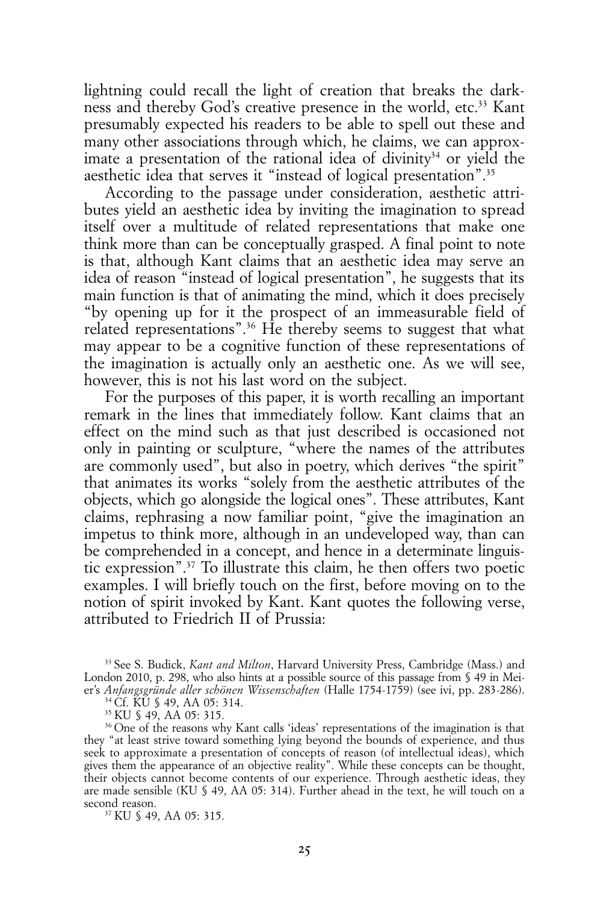lightning could recall the light of creation that breaks the darkness and thereby God's creative presence in the world, etc.[33] Kant presumably expected his readers to be able to spell out these and many other associations through which, he claims, we can approximate a presentation of the rational idea of divinity[34] or yield the aesthetic idea that serves it "instead of logical presentation".[35]

According to the passage under consideration, aesthetic attributes yield an aesthetic idea by inviting the imagination to spread itself over a multitude of related representations that make one think more than can be conceptually grasped. A final point to note is that, although Kant claims that an aesthetic idea may serve an idea of reason "instead of logical presentation", he suggests that its main function is that of animating the mind, which it does precisely "by opening up for it the prospect of an immeasurable field of related representations".[36] He thereby seems to suggest that what may appear to be a cognitive function of these representations of the imagination is actually only an aesthetic one. As we will see, however, this is not his last word on the subject.

For the purposes of this paper, it is worth recalling an important remark in the lines that immediately follow. Kant claims that an effect on the mind such as that just described is occasioned not only in painting or sculpture, "where the names of the attributes are commonly used", but also in poetry, which derives "the spirit" that animates its works "solely from the aesthetic attributes of the objects, which go alongside the logical ones". These attributes, Kant claims, rephrasing a now familiar point, "give the imagination an impetus to think more, although in an undeveloped way, than can be comprehended in a concept, and hence in a determinate linguistic expression".[37] To illustrate this claim, he then offers two poetic examples. I will briefly touch on the first, before moving on to the notion of spirit invoked by Kant. Kant quotes the following verse, attributed to Friedrich II of Prussia:

[33] See S. Budick, *Kant and Milton*, Harvard University Press, Cambridge (Mass.) and London 2010, p. 298, who also hints at a possible source of this passage from § 49 in Meier's *Anfangsgründe aller schönen Wissenschaften* (Halle 1754-1759) (see ivi, pp. 283-286).

[34] Cf. KU § 49, AA 05: 314.

[35] KU § 49, AA 05: 315.

[36] One of the reasons why Kant calls 'ideas' representations of the imagination is that they "at least strive toward something lying beyond the bounds of experience, and thus seek to approximate a presentation of concepts of reason (of intellectual ideas), which gives them the appearance of an objective reality". While these concepts can be thought, their objects cannot become contents of our experience. Through aesthetic ideas, they are made sensible (KU § 49, AA 05: 314). Further ahead in the text, he will touch on a second reason.

[37] KU § 49, AA 05: 315.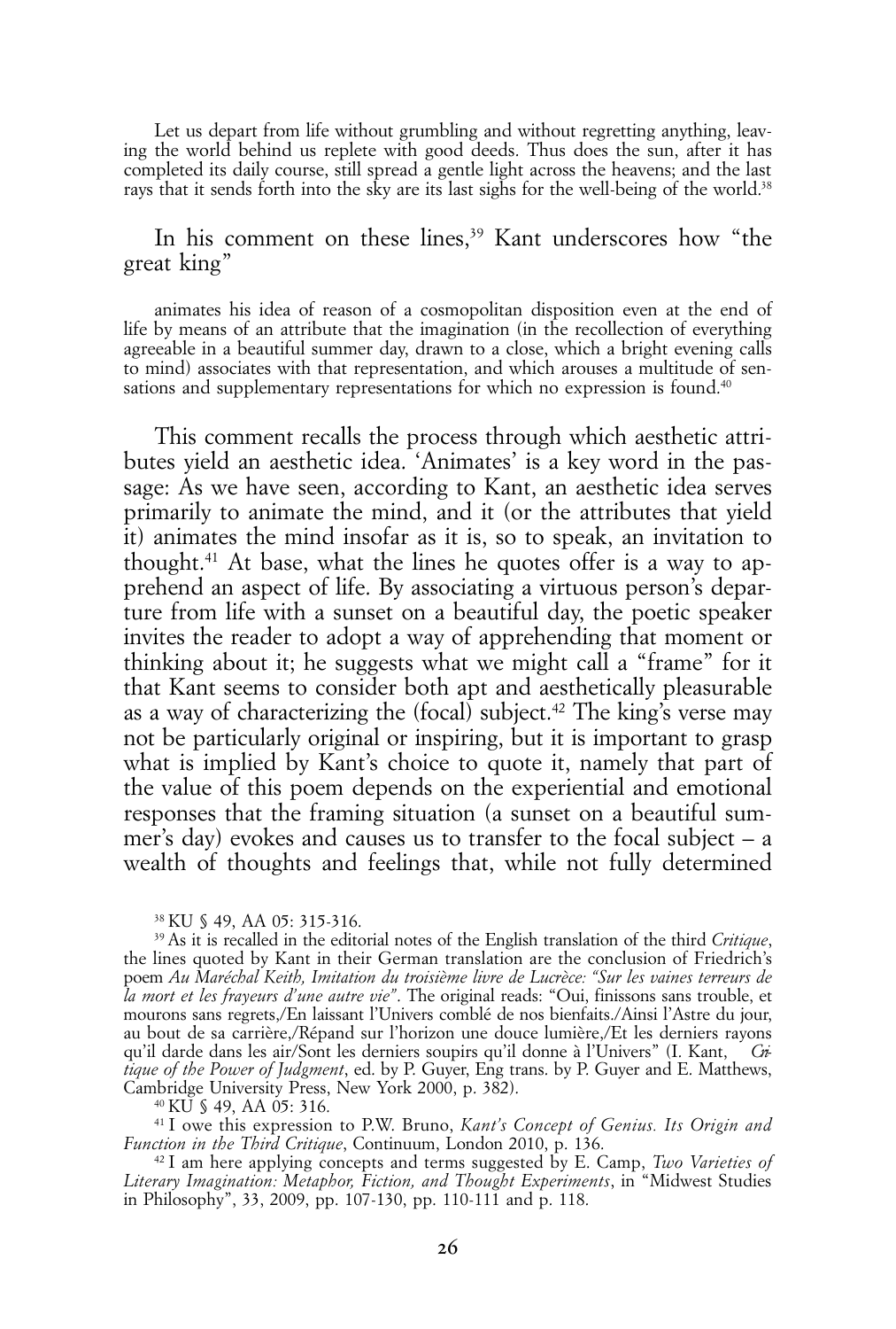> Let us depart from life without grumbling and without regretting anything, leaving the world behind us replete with good deeds. Thus does the sun, after it has completed its daily course, still spread a gentle light across the heavens; and the last rays that it sends forth into the sky are its last sighs for the well-being of the world.[38]

In his comment on these lines,[39] Kant underscores how "the great king"

> animates his idea of reason of a cosmopolitan disposition even at the end of life by means of an attribute that the imagination (in the recollection of everything agreeable in a beautiful summer day, drawn to a close, which a bright evening calls to mind) associates with that representation, and which arouses a multitude of sensations and supplementary representations for which no expression is found.[40]

This comment recalls the process through which aesthetic attributes yield an aesthetic idea. 'Animates' is a key word in the passage: As we have seen, according to Kant, an aesthetic idea serves primarily to animate the mind, and it (or the attributes that yield it) animates the mind insofar as it is, so to speak, an invitation to thought.[41] At base, what the lines he quotes offer is a way to apprehend an aspect of life. By associating a virtuous person's departure from life with a sunset on a beautiful day, the poetic speaker invites the reader to adopt a way of apprehending that moment or thinking about it; he suggests what we might call a "frame" for it that Kant seems to consider both apt and aesthetically pleasurable as a way of characterizing the (focal) subject.[42] The king's verse may not be particularly original or inspiring, but it is important to grasp what is implied by Kant's choice to quote it, namely that part of the value of this poem depends on the experiential and emotional responses that the framing situation (a sunset on a beautiful summer's day) evokes and causes us to transfer to the focal subject – a wealth of thoughts and feelings that, while not fully determined

---

[38] KU § 49, AA 05: 315-316.

[39] As it is recalled in the editorial notes of the English translation of the third *Critique*, the lines quoted by Kant in their German translation are the conclusion of Friedrich's poem *Au Maréchal Keith, Imitation du troisième livre de Lucrèce: "Sur les vaines terreurs de la mort et les frayeurs d'une autre vie"*. The original reads: "Oui, finissons sans trouble, et mourons sans regrets,/En laissant l'Univers comblé de nos bienfaits./Ainsi l'Astre du jour, au bout de sa carrière,/Répand sur l'horizon une douce lumière,/Et les derniers rayons qu'il darde dans les air/Sont les derniers soupirs qu'il donne à l'Univers" (I. Kant, *Critique of the Power of Judgment*, ed. by P. Guyer, Eng trans. by P. Guyer and E. Matthews, Cambridge University Press, New York 2000, p. 382).

[40] KU § 49, AA 05: 316.

[41] I owe this expression to P.W. Bruno, *Kant's Concept of Genius. Its Origin and Function in the Third Critique*, Continuum, London 2010, p. 136.

[42] I am here applying concepts and terms suggested by E. Camp, *Two Varieties of Literary Imagination: Metaphor, Fiction, and Thought Experiments*, in "Midwest Studies in Philosophy", 33, 2009, pp. 107-130, pp. 110-111 and p. 118.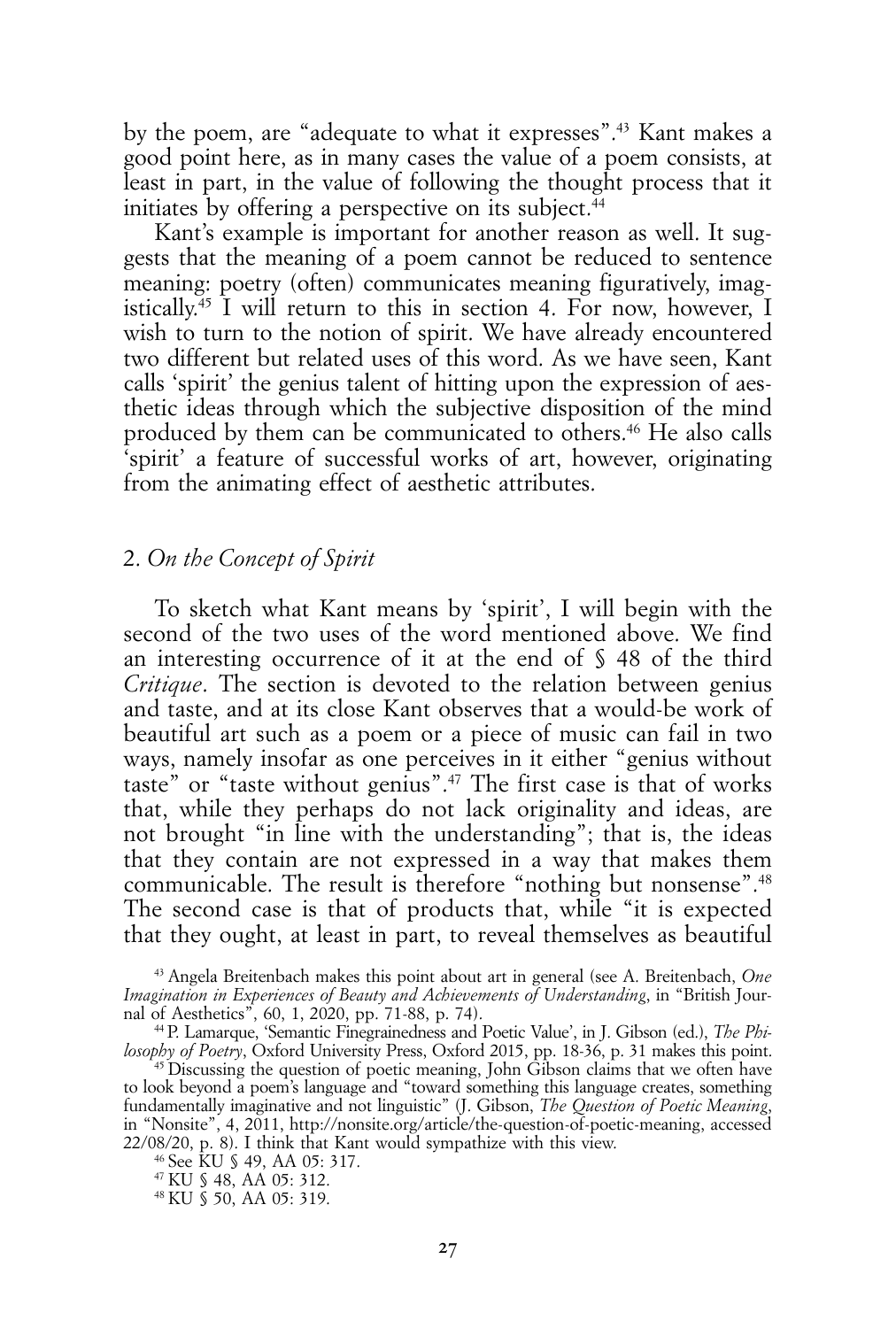by the poem, are "adequate to what it expresses".[43] Kant makes a good point here, as in many cases the value of a poem consists, at least in part, in the value of following the thought process that it initiates by offering a perspective on its subject.[44]

Kant's example is important for another reason as well. It suggests that the meaning of a poem cannot be reduced to sentence meaning: poetry (often) communicates meaning figuratively, imagistically.[45] I will return to this in section 4. For now, however, I wish to turn to the notion of spirit. We have already encountered two different but related uses of this word. As we have seen, Kant calls 'spirit' the genius talent of hitting upon the expression of aesthetic ideas through which the subjective disposition of the mind produced by them can be communicated to others.[46] He also calls 'spirit' a feature of successful works of art, however, originating from the animating effect of aesthetic attributes.

## 2. *On the Concept of Spirit*

To sketch what Kant means by 'spirit', I will begin with the second of the two uses of the word mentioned above. We find an interesting occurrence of it at the end of § 48 of the third *Critique*. The section is devoted to the relation between genius and taste, and at its close Kant observes that a would-be work of beautiful art such as a poem or a piece of music can fail in two ways, namely insofar as one perceives in it either "genius without taste" or "taste without genius".[47] The first case is that of works that, while they perhaps do not lack originality and ideas, are not brought "in line with the understanding"; that is, the ideas that they contain are not expressed in a way that makes them communicable. The result is therefore "nothing but nonsense".[48] The second case is that of products that, while "it is expected that they ought, at least in part, to reveal themselves as beautiful

[43] Angela Breitenbach makes this point about art in general (see A. Breitenbach, *One Imagination in Experiences of Beauty and Achievements of Understanding*, in "British Journal of Aesthetics", 60, 1, 2020, pp. 71-88, p. 74).

[44] P. Lamarque, 'Semantic Finegrainedness and Poetic Value', in J. Gibson (ed.), *The Philosophy of Poetry*, Oxford University Press, Oxford 2015, pp. 18-36, p. 31 makes this point.

[45] Discussing the question of poetic meaning, John Gibson claims that we often have to look beyond a poem's language and "toward something this language creates, something fundamentally imaginative and not linguistic" (J. Gibson, *The Question of Poetic Meaning*, in "Nonsite", 4, 2011, http://nonsite.org/article/the-question-of-poetic-meaning, accessed 22/08/20, p. 8). I think that Kant would sympathize with this view.

[46] See KU § 49, AA 05: 317.

[47] KU § 48, AA 05: 312.

[48] KU § 50, AA 05: 319.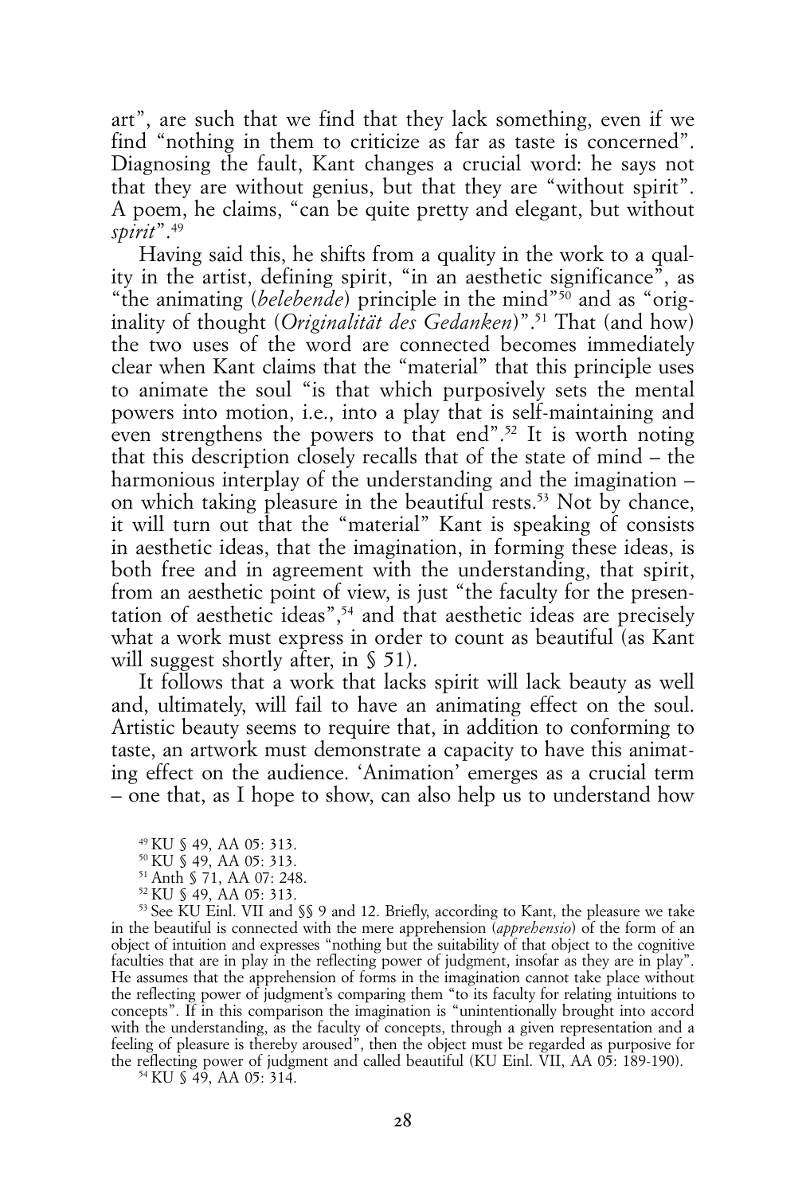art", are such that we find that they lack something, even if we find "nothing in them to criticize as far as taste is concerned". Diagnosing the fault, Kant changes a crucial word: he says not that they are without genius, but that they are "without spirit". A poem, he claims, "can be quite pretty and elegant, but without *spirit*".[49]

Having said this, he shifts from a quality in the work to a quality in the artist, defining spirit, "in an aesthetic significance", as "the animating (*belebende*) principle in the mind"[50] and as "originality of thought (*Originalität des Gedanken*)".[51] That (and how) the two uses of the word are connected becomes immediately clear when Kant claims that the "material" that this principle uses to animate the soul "is that which purposively sets the mental powers into motion, i.e., into a play that is self-maintaining and even strengthens the powers to that end".[52] It is worth noting that this description closely recalls that of the state of mind – the harmonious interplay of the understanding and the imagination – on which taking pleasure in the beautiful rests.[53] Not by chance, it will turn out that the "material" Kant is speaking of consists in aesthetic ideas, that the imagination, in forming these ideas, is both free and in agreement with the understanding, that spirit, from an aesthetic point of view, is just "the faculty for the presentation of aesthetic ideas",[54] and that aesthetic ideas are precisely what a work must express in order to count as beautiful (as Kant will suggest shortly after, in § 51).

It follows that a work that lacks spirit will lack beauty as well and, ultimately, will fail to have an animating effect on the soul. Artistic beauty seems to require that, in addition to conforming to taste, an artwork must demonstrate a capacity to have this animating effect on the audience. 'Animation' emerges as a crucial term – one that, as I hope to show, can also help us to understand how

[49] KU § 49, AA 05: 313.

[50] KU § 49, AA 05: 313.

[51] Anth § 71, AA 07: 248.

[52] KU § 49, AA 05: 313.

[53] See KU Einl. VII and §§ 9 and 12. Briefly, according to Kant, the pleasure we take in the beautiful is connected with the mere apprehension (*apprehensio*) of the form of an object of intuition and expresses "nothing but the suitability of that object to the cognitive faculties that are in play in the reflecting power of judgment, insofar as they are in play". He assumes that the apprehension of forms in the imagination cannot take place without the reflecting power of judgment's comparing them "to its faculty for relating intuitions to concepts". If in this comparison the imagination is "unintentionally brought into accord with the understanding, as the faculty of concepts, through a given representation and a feeling of pleasure is thereby aroused", then the object must be regarded as purposive for the reflecting power of judgment and called beautiful (KU Einl. VII, AA 05: 189-190).

[54] KU § 49, AA 05: 314.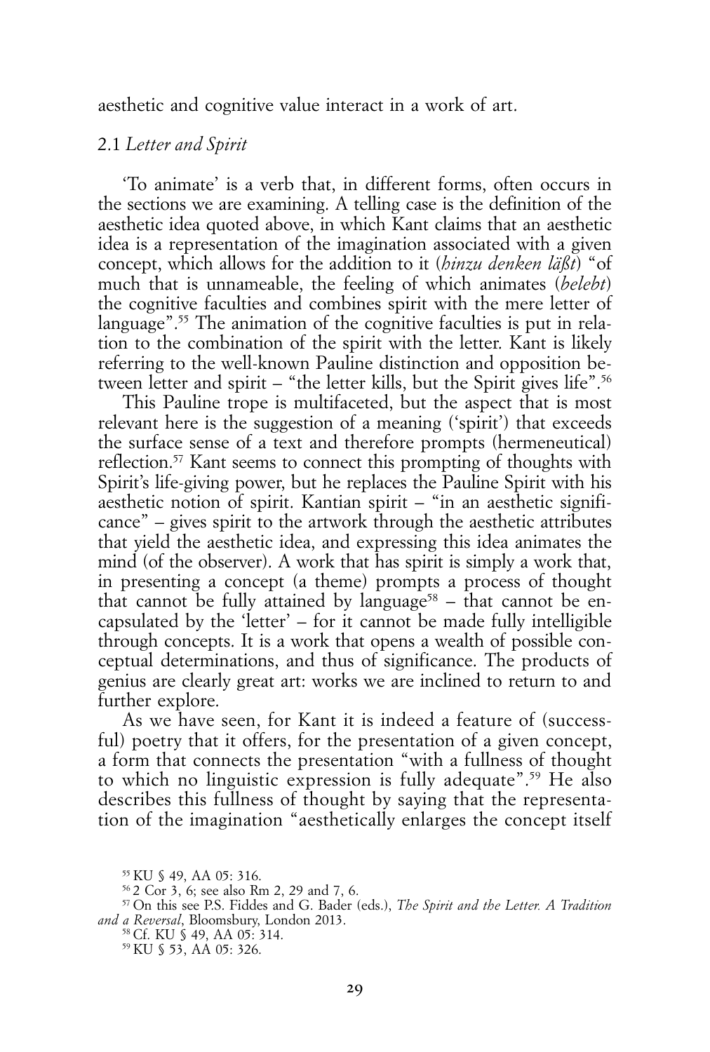aesthetic and cognitive value interact in a work of art.

### 2.1 *Letter and Spirit*

'To animate' is a verb that, in different forms, often occurs in the sections we are examining. A telling case is the definition of the aesthetic idea quoted above, in which Kant claims that an aesthetic idea is a representation of the imagination associated with a given concept, which allows for the addition to it (*hinzu denken läßt*) "of much that is unnameable, the feeling of which animates (*belebt*) the cognitive faculties and combines spirit with the mere letter of language".[55] The animation of the cognitive faculties is put in relation to the combination of the spirit with the letter. Kant is likely referring to the well-known Pauline distinction and opposition between letter and spirit – "the letter kills, but the Spirit gives life".[56]

This Pauline trope is multifaceted, but the aspect that is most relevant here is the suggestion of a meaning ('spirit') that exceeds the surface sense of a text and therefore prompts (hermeneutical) reflection.[57] Kant seems to connect this prompting of thoughts with Spirit's life-giving power, but he replaces the Pauline Spirit with his aesthetic notion of spirit. Kantian spirit – "in an aesthetic significance" – gives spirit to the artwork through the aesthetic attributes that yield the aesthetic idea, and expressing this idea animates the mind (of the observer). A work that has spirit is simply a work that, in presenting a concept (a theme) prompts a process of thought that cannot be fully attained by language[58] – that cannot be encapsulated by the 'letter' – for it cannot be made fully intelligible through concepts. It is a work that opens a wealth of possible conceptual determinations, and thus of significance. The products of genius are clearly great art: works we are inclined to return to and further explore.

As we have seen, for Kant it is indeed a feature of (successful) poetry that it offers, for the presentation of a given concept, a form that connects the presentation "with a fullness of thought to which no linguistic expression is fully adequate".[59] He also describes this fullness of thought by saying that the representation of the imagination "aesthetically enlarges the concept itself

[55] KU § 49, AA 05: 316.

[56] 2 Cor 3, 6; see also Rm 2, 29 and 7, 6.

[57] On this see P.S. Fiddes and G. Bader (eds.), *The Spirit and the Letter. A Tradition and a Reversal*, Bloomsbury, London 2013.

[58] Cf. KU § 49, AA 05: 314.

[59] KU § 53, AA 05: 326.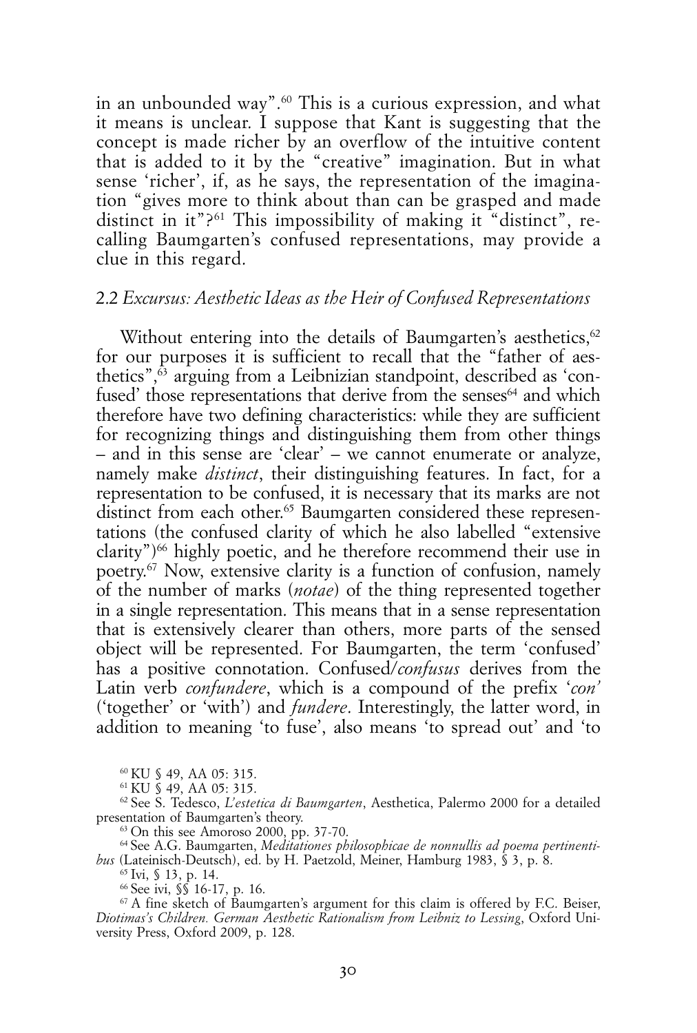in an unbounded way".[60] This is a curious expression, and what it means is unclear. I suppose that Kant is suggesting that the concept is made richer by an overflow of the intuitive content that is added to it by the "creative" imagination. But in what sense 'richer', if, as he says, the representation of the imagination "gives more to think about than can be grasped and made distinct in it"?[61] This impossibility of making it "distinct", recalling Baumgarten's confused representations, may provide a clue in this regard.

## 2.2 *Excursus: Aesthetic Ideas as the Heir of Confused Representations*

Without entering into the details of Baumgarten's aesthetics,[62] for our purposes it is sufficient to recall that the "father of aesthetics",[63] arguing from a Leibnizian standpoint, described as 'confused' those representations that derive from the senses[64] and which therefore have two defining characteristics: while they are sufficient for recognizing things and distinguishing them from other things – and in this sense are 'clear' – we cannot enumerate or analyze, namely make *distinct*, their distinguishing features. In fact, for a representation to be confused, it is necessary that its marks are not distinct from each other.[65] Baumgarten considered these representations (the confused clarity of which he also labelled "extensive clarity")[66] highly poetic, and he therefore recommend their use in poetry.[67] Now, extensive clarity is a function of confusion, namely of the number of marks (*notae*) of the thing represented together in a single representation. This means that in a sense representation that is extensively clearer than others, more parts of the sensed object will be represented. For Baumgarten, the term 'confused' has a positive connotation. Confused/*confusus* derives from the Latin verb *confundere*, which is a compound of the prefix '*con*' ('together' or 'with') and *fundere*. Interestingly, the latter word, in addition to meaning 'to fuse', also means 'to spread out' and 'to

[60] KU § 49, AA 05: 315.

[61] KU § 49, AA 05: 315.

[62] See S. Tedesco, *L'estetica di Baumgarten*, Aesthetica, Palermo 2000 for a detailed presentation of Baumgarten's theory.

[63] On this see Amoroso 2000, pp. 37-70.

[64] See A.G. Baumgarten, *Meditationes philosophicae de nonnullis ad poema pertinentibus* (Lateinisch-Deutsch), ed. by H. Paetzold, Meiner, Hamburg 1983, § 3, p. 8.

[65] Ivi, § 13, p. 14.

[66] See ivi, §§ 16-17, p. 16.

[67] A fine sketch of Baumgarten's argument for this claim is offered by F.C. Beiser, *Diotimas's Children. German Aesthetic Rationalism from Leibniz to Lessing*, Oxford University Press, Oxford 2009, p. 128.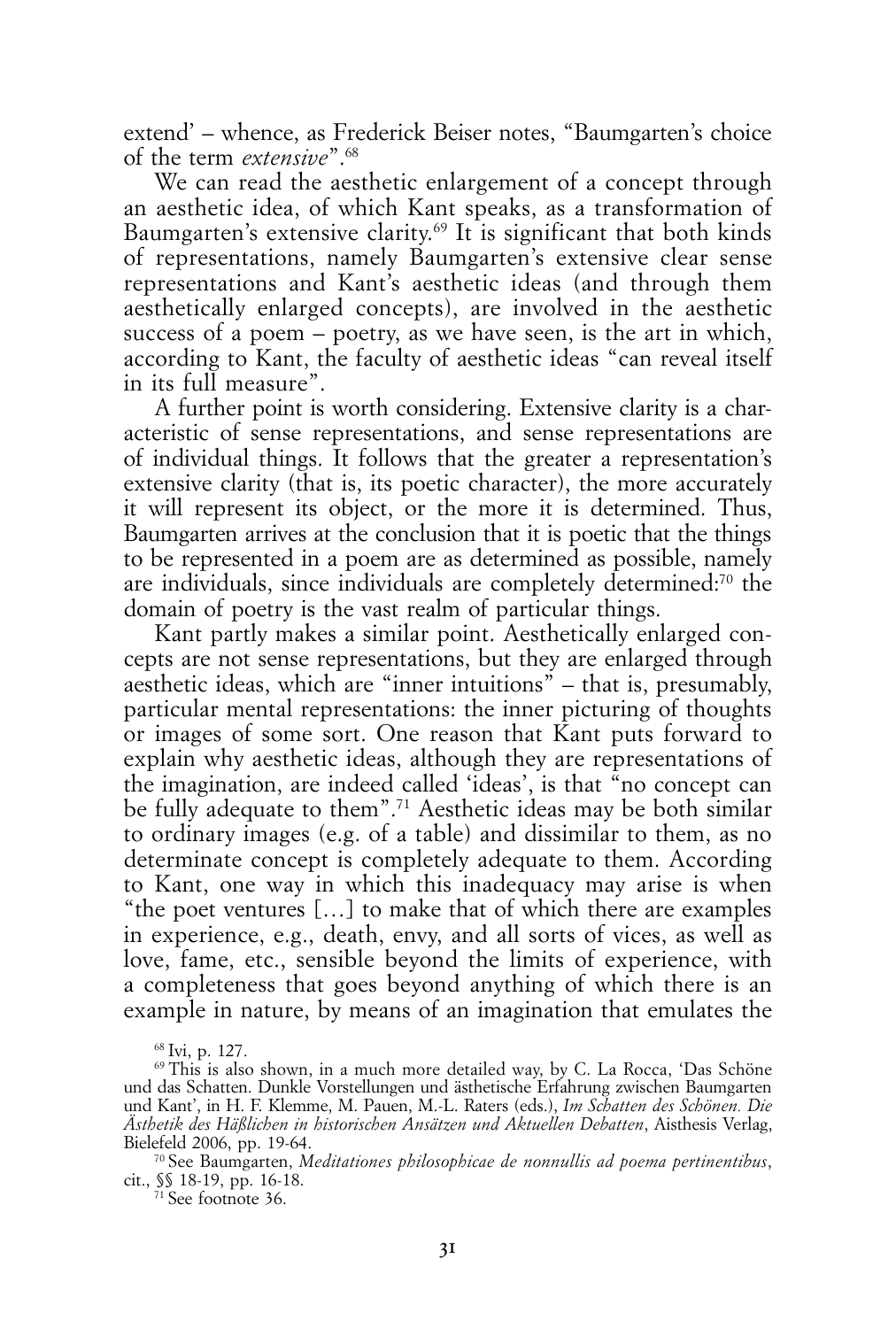extend' – whence, as Frederick Beiser notes, "Baumgarten's choice of the term *extensive*".[68]

We can read the aesthetic enlargement of a concept through an aesthetic idea, of which Kant speaks, as a transformation of Baumgarten's extensive clarity.[69] It is significant that both kinds of representations, namely Baumgarten's extensive clear sense representations and Kant's aesthetic ideas (and through them aesthetically enlarged concepts), are involved in the aesthetic success of a poem – poetry, as we have seen, is the art in which, according to Kant, the faculty of aesthetic ideas "can reveal itself in its full measure".

A further point is worth considering. Extensive clarity is a characteristic of sense representations, and sense representations are of individual things. It follows that the greater a representation's extensive clarity (that is, its poetic character), the more accurately it will represent its object, or the more it is determined. Thus, Baumgarten arrives at the conclusion that it is poetic that the things to be represented in a poem are as determined as possible, namely are individuals, since individuals are completely determined:[70] the domain of poetry is the vast realm of particular things.

Kant partly makes a similar point. Aesthetically enlarged concepts are not sense representations, but they are enlarged through aesthetic ideas, which are "inner intuitions" – that is, presumably, particular mental representations: the inner picturing of thoughts or images of some sort. One reason that Kant puts forward to explain why aesthetic ideas, although they are representations of the imagination, are indeed called 'ideas', is that "no concept can be fully adequate to them".[71] Aesthetic ideas may be both similar to ordinary images (e.g. of a table) and dissimilar to them, as no determinate concept is completely adequate to them. According to Kant, one way in which this inadequacy may arise is when "the poet ventures […] to make that of which there are examples in experience, e.g., death, envy, and all sorts of vices, as well as love, fame, etc., sensible beyond the limits of experience, with a completeness that goes beyond anything of which there is an example in nature, by means of an imagination that emulates the

[68] Ivi, p. 127.

[69] This is also shown, in a much more detailed way, by C. La Rocca, 'Das Schöne und das Schatten. Dunkle Vorstellungen und ästhetische Erfahrung zwischen Baumgarten und Kant', in H. F. Klemme, M. Pauen, M.-L. Raters (eds.), *Im Schatten des Schönen. Die Ästhetik des Häßlichen in historischen Ansätzen und Aktuellen Debatten*, Aisthesis Verlag, Bielefeld 2006, pp. 19-64.

[70] See Baumgarten, *Meditationes philosophicae de nonnullis ad poema pertinentibus*, cit., §§ 18-19, pp. 16-18.

[71] See footnote 36.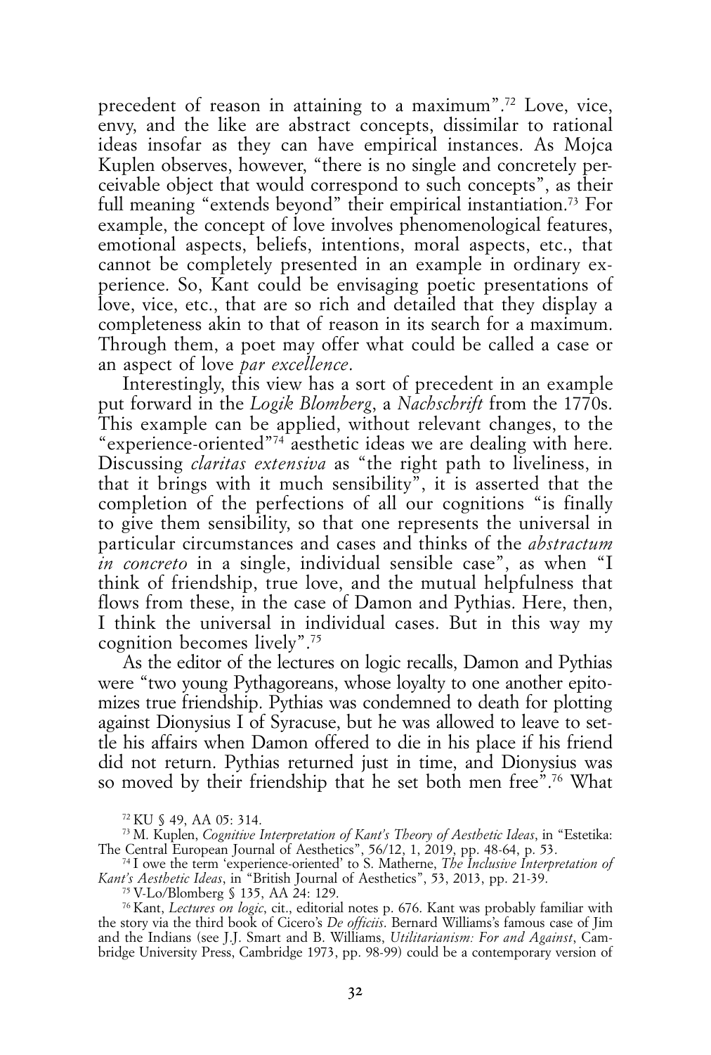precedent of reason in attaining to a maximum".[72] Love, vice, envy, and the like are abstract concepts, dissimilar to rational ideas insofar as they can have empirical instances. As Mojca Kuplen observes, however, "there is no single and concretely perceivable object that would correspond to such concepts", as their full meaning "extends beyond" their empirical instantiation.[73] For example, the concept of love involves phenomenological features, emotional aspects, beliefs, intentions, moral aspects, etc., that cannot be completely presented in an example in ordinary experience. So, Kant could be envisaging poetic presentations of love, vice, etc., that are so rich and detailed that they display a completeness akin to that of reason in its search for a maximum. Through them, a poet may offer what could be called a case or an aspect of love *par excellence*.

Interestingly, this view has a sort of precedent in an example put forward in the *Logik Blomberg*, a *Nachschrift* from the 1770s. This example can be applied, without relevant changes, to the "experience-oriented"[74] aesthetic ideas we are dealing with here. Discussing *claritas extensiva* as "the right path to liveliness, in that it brings with it much sensibility", it is asserted that the completion of the perfections of all our cognitions "is finally to give them sensibility, so that one represents the universal in particular circumstances and cases and thinks of the *abstractum in concreto* in a single, individual sensible case", as when "I think of friendship, true love, and the mutual helpfulness that flows from these, in the case of Damon and Pythias. Here, then, I think the universal in individual cases. But in this way my cognition becomes lively".[75]

As the editor of the lectures on logic recalls, Damon and Pythias were "two young Pythagoreans, whose loyalty to one another epitomizes true friendship. Pythias was condemned to death for plotting against Dionysius I of Syracuse, but he was allowed to leave to settle his affairs when Damon offered to die in his place if his friend did not return. Pythias returned just in time, and Dionysius was so moved by their friendship that he set both men free".[76] What

[72] KU § 49, AA 05: 314.

[73] M. Kuplen, *Cognitive Interpretation of Kant's Theory of Aesthetic Ideas*, in "Estetika: The Central European Journal of Aesthetics", 56/12, 1, 2019, pp. 48-64, p. 53.

[74] I owe the term 'experience-oriented' to S. Matherne, *The Inclusive Interpretation of Kant's Aesthetic Ideas*, in "British Journal of Aesthetics", 53, 2013, pp. 21-39.

[75] V-Lo/Blomberg § 135, AA 24: 129.

[76] Kant, *Lectures on logic*, cit., editorial notes p. 676. Kant was probably familiar with the story via the third book of Cicero's *De officiis*. Bernard Williams's famous case of Jim and the Indians (see J.J. Smart and B. Williams, *Utilitarianism: For and Against*, Cambridge University Press, Cambridge 1973, pp. 98-99) could be a contemporary version of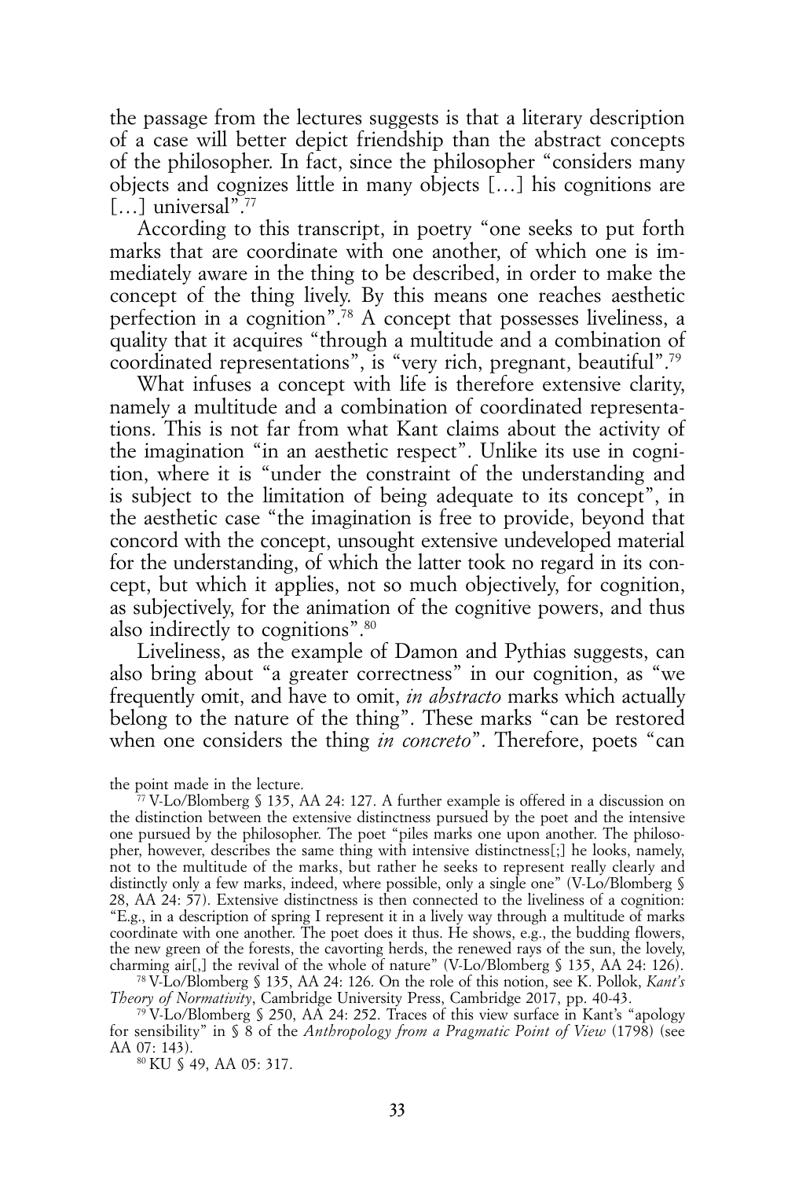the passage from the lectures suggests is that a literary description of a case will better depict friendship than the abstract concepts of the philosopher. In fact, since the philosopher "considers many objects and cognizes little in many objects […] his cognitions are […] universal".[77]

According to this transcript, in poetry "one seeks to put forth marks that are coordinate with one another, of which one is immediately aware in the thing to be described, in order to make the concept of the thing lively. By this means one reaches aesthetic perfection in a cognition".[78] A concept that possesses liveliness, a quality that it acquires "through a multitude and a combination of coordinated representations", is "very rich, pregnant, beautiful".[79]

What infuses a concept with life is therefore extensive clarity, namely a multitude and a combination of coordinated representations. This is not far from what Kant claims about the activity of the imagination "in an aesthetic respect". Unlike its use in cognition, where it is "under the constraint of the understanding and is subject to the limitation of being adequate to its concept", in the aesthetic case "the imagination is free to provide, beyond that concord with the concept, unsought extensive undeveloped material for the understanding, of which the latter took no regard in its concept, but which it applies, not so much objectively, for cognition, as subjectively, for the animation of the cognitive powers, and thus also indirectly to cognitions".[80]

Liveliness, as the example of Damon and Pythias suggests, can also bring about "a greater correctness" in our cognition, as "we frequently omit, and have to omit, *in abstracto* marks which actually belong to the nature of the thing". These marks "can be restored when one considers the thing *in concreto*". Therefore, poets "can

---

the point made in the lecture.

[77] V-Lo/Blomberg § 135, AA 24: 127. A further example is offered in a discussion on the distinction between the extensive distinctness pursued by the poet and the intensive one pursued by the philosopher. The poet "piles marks one upon another. The philosopher, however, describes the same thing with intensive distinctness[;] he looks, namely, not to the multitude of the marks, but rather he seeks to represent really clearly and distinctly only a few marks, indeed, where possible, only a single one" (V-Lo/Blomberg § 28, AA 24: 57). Extensive distinctness is then connected to the liveliness of a cognition: "E.g., in a description of spring I represent it in a lively way through a multitude of marks coordinate with one another. The poet does it thus. He shows, e.g., the budding flowers, the new green of the forests, the cavorting herds, the renewed rays of the sun, the lovely, charming air[,] the revival of the whole of nature" (V-Lo/Blomberg § 135, AA 24: 126).

[78] V-Lo/Blomberg § 135, AA 24: 126. On the role of this notion, see K. Pollok, *Kant's Theory of Normativity*, Cambridge University Press, Cambridge 2017, pp. 40-43.

[79] V-Lo/Blomberg § 250, AA 24: 252. Traces of this view surface in Kant's "apology for sensibility" in § 8 of the *Anthropology from a Pragmatic Point of View* (1798) (see AA 07: 143).

[80] KU § 49, AA 05: 317.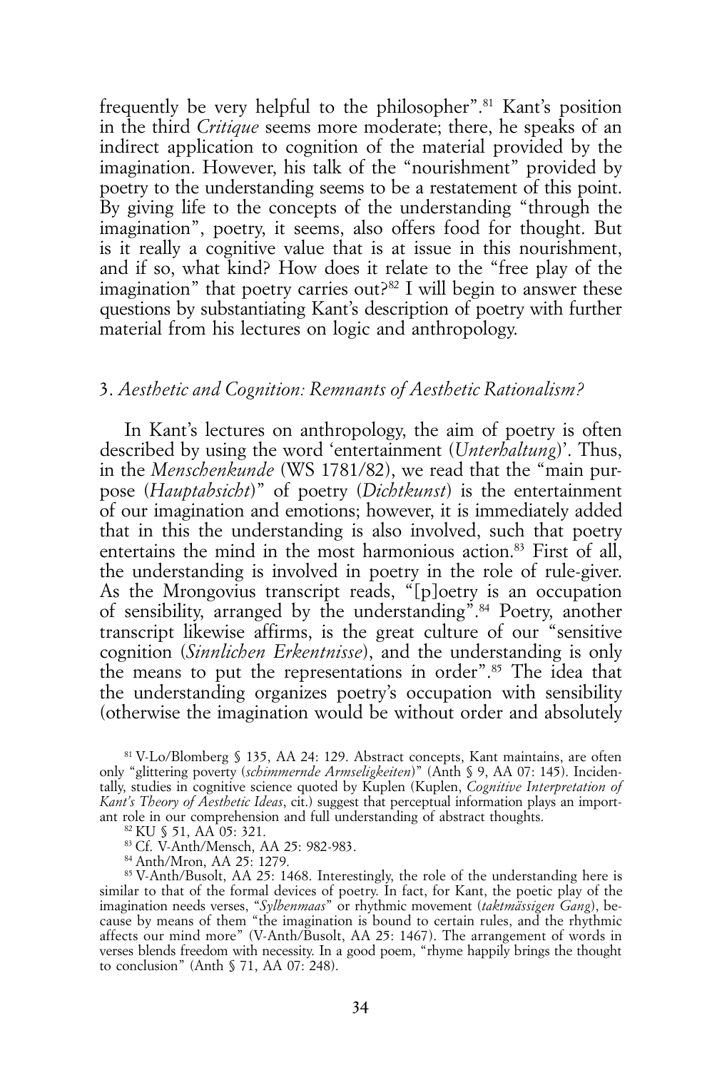frequently be very helpful to the philosopher".[81] Kant's position in the third *Critique* seems more moderate; there, he speaks of an indirect application to cognition of the material provided by the imagination. However, his talk of the "nourishment" provided by poetry to the understanding seems to be a restatement of this point. By giving life to the concepts of the understanding "through the imagination", poetry, it seems, also offers food for thought. But is it really a cognitive value that is at issue in this nourishment, and if so, what kind? How does it relate to the "free play of the imagination" that poetry carries out?[82] I will begin to answer these questions by substantiating Kant's description of poetry with further material from his lectures on logic and anthropology.

### 3. *Aesthetic and Cognition: Remnants of Aesthetic Rationalism?*

In Kant's lectures on anthropology, the aim of poetry is often described by using the word 'entertainment (*Unterhaltung*)'. Thus, in the *Menschenkunde* (WS 1781/82), we read that the "main purpose (*Hauptabsicht*)" of poetry (*Dichtkunst*) is the entertainment of our imagination and emotions; however, it is immediately added that in this the understanding is also involved, such that poetry entertains the mind in the most harmonious action.[83] First of all, the understanding is involved in poetry in the role of rule-giver. As the Mrongovius transcript reads, "[p]oetry is an occupation of sensibility, arranged by the understanding".[84] Poetry, another transcript likewise affirms, is the great culture of our "sensitive cognition (*Sinnlichen Erkentnisse*), and the understanding is only the means to put the representations in order".[85] The idea that the understanding organizes poetry's occupation with sensibility (otherwise the imagination would be without order and absolutely

[81] V-Lo/Blomberg § 135, AA 24: 129. Abstract concepts, Kant maintains, are often only "glittering poverty (*schimmernde Armseligkeiten*)" (Anth § 9, AA 07: 145). Incidentally, studies in cognitive science quoted by Kuplen (Kuplen, *Cognitive Interpretation of Kant's Theory of Aesthetic Ideas*, cit.) suggest that perceptual information plays an important role in our comprehension and full understanding of abstract thoughts.

[82] KU § 51, AA 05: 321.

[83] Cf. V-Anth/Mensch, AA 25: 982-983.

[84] Anth/Mron, AA 25: 1279.

[85] V-Anth/Busolt, AA 25: 1468. Interestingly, the role of the understanding here is similar to that of the formal devices of poetry. In fact, for Kant, the poetic play of the imagination needs verses, "*Sylbenmaas*" or rhythmic movement (*taktmässigen Gang*), because by means of them "the imagination is bound to certain rules, and the rhythmic affects our mind more" (V-Anth/Busolt, AA 25: 1467). The arrangement of words in verses blends freedom with necessity. In a good poem, "rhyme happily brings the thought to conclusion" (Anth § 71, AA 07: 248).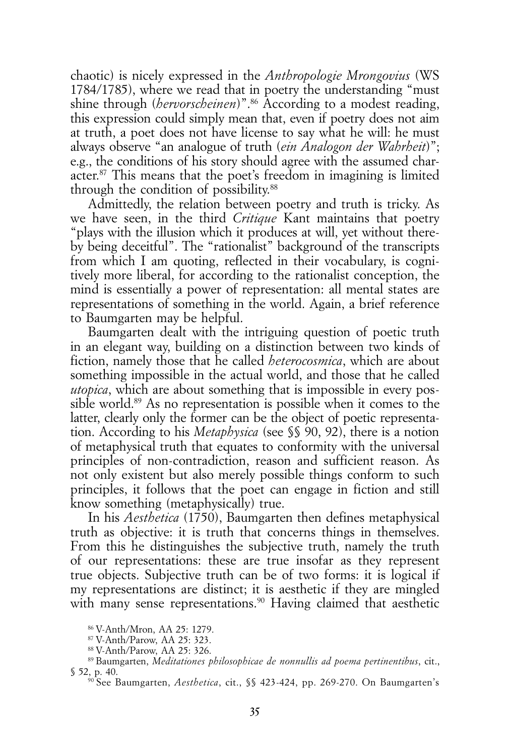chaotic) is nicely expressed in the *Anthropologie Mrongovius* (WS 1784/1785), where we read that in poetry the understanding "must shine through (*hervorscheinen*)".[86] According to a modest reading, this expression could simply mean that, even if poetry does not aim at truth, a poet does not have license to say what he will: he must always observe "an analogue of truth (*ein Analogon der Wahrheit*)"; e.g., the conditions of his story should agree with the assumed character.[87] This means that the poet's freedom in imagining is limited through the condition of possibility.[88]

Admittedly, the relation between poetry and truth is tricky. As we have seen, in the third *Critique* Kant maintains that poetry "plays with the illusion which it produces at will, yet without thereby being deceitful". The "rationalist" background of the transcripts from which I am quoting, reflected in their vocabulary, is cognitively more liberal, for according to the rationalist conception, the mind is essentially a power of representation: all mental states are representations of something in the world. Again, a brief reference to Baumgarten may be helpful.

Baumgarten dealt with the intriguing question of poetic truth in an elegant way, building on a distinction between two kinds of fiction, namely those that he called *heterocosmica*, which are about something impossible in the actual world, and those that he called *utopica*, which are about something that is impossible in every possible world.[89] As no representation is possible when it comes to the latter, clearly only the former can be the object of poetic representation. According to his *Metaphysica* (see §§ 90, 92), there is a notion of metaphysical truth that equates to conformity with the universal principles of non-contradiction, reason and sufficient reason. As not only existent but also merely possible things conform to such principles, it follows that the poet can engage in fiction and still know something (metaphysically) true.

In his *Aesthetica* (1750), Baumgarten then defines metaphysical truth as objective: it is truth that concerns things in themselves. From this he distinguishes the subjective truth, namely the truth of our representations: these are true insofar as they represent true objects. Subjective truth can be of two forms: it is logical if my representations are distinct; it is aesthetic if they are mingled with many sense representations.[90] Having claimed that aesthetic

[86] V-Anth/Mron, AA 25: 1279.

[87] V-Anth/Parow, AA 25: 323.

[88] V-Anth/Parow, AA 25: 326.

[89] Baumgarten, *Meditationes philosophicae de nonnullis ad poema pertinentibus*, cit., § 52, p. 40.

[90] See Baumgarten, *Aesthetica*, cit., §§ 423-424, pp. 269-270. On Baumgarten's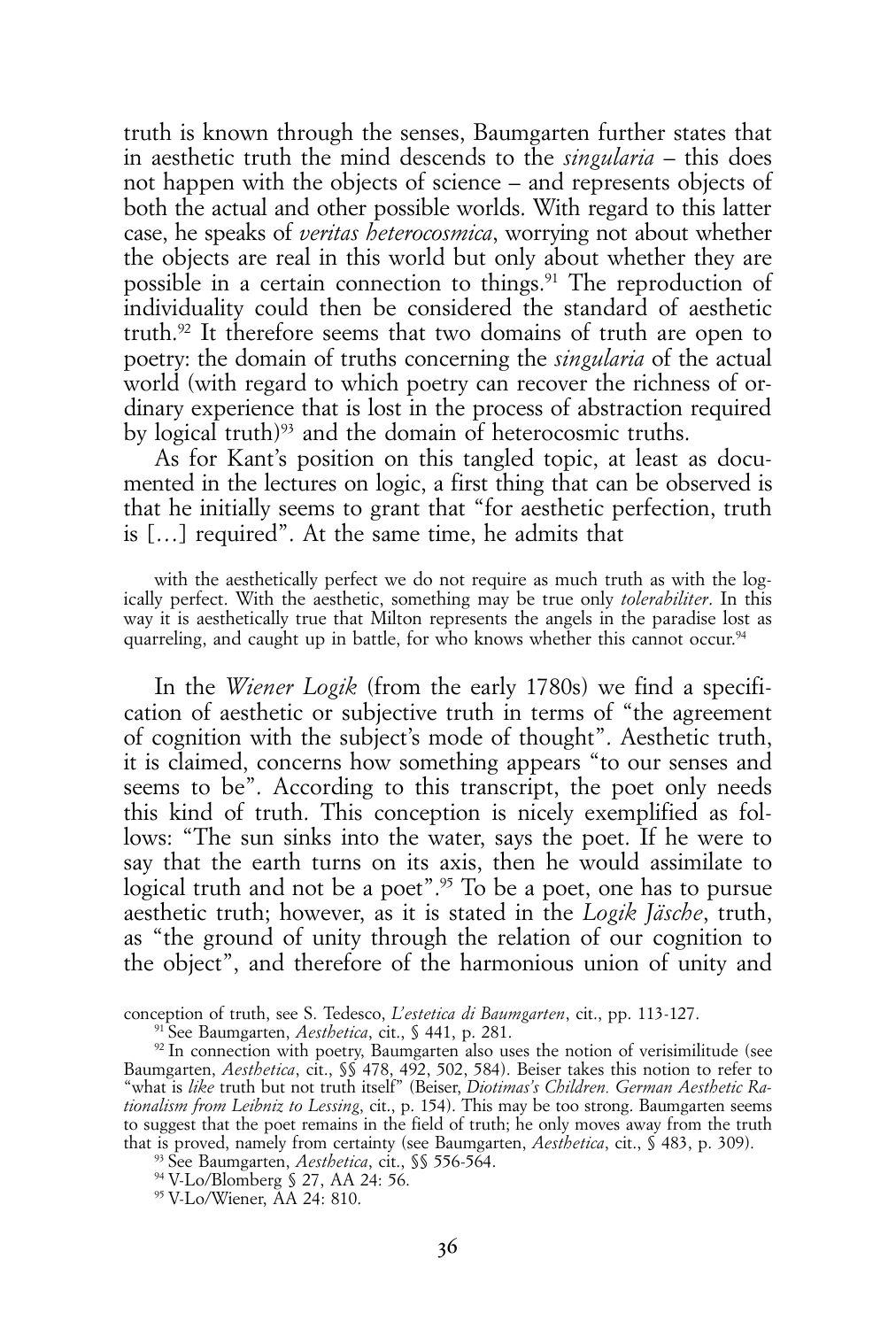truth is known through the senses, Baumgarten further states that in aesthetic truth the mind descends to the *singularia* – this does not happen with the objects of science – and represents objects of both the actual and other possible worlds. With regard to this latter case, he speaks of *veritas heterocosmica*, worrying not about whether the objects are real in this world but only about whether they are possible in a certain connection to things.[91] The reproduction of individuality could then be considered the standard of aesthetic truth.[92] It therefore seems that two domains of truth are open to poetry: the domain of truths concerning the *singularia* of the actual world (with regard to which poetry can recover the richness of ordinary experience that is lost in the process of abstraction required by logical truth)[93] and the domain of heterocosmic truths.

As for Kant's position on this tangled topic, at least as documented in the lectures on logic, a first thing that can be observed is that he initially seems to grant that "for aesthetic perfection, truth is […] required". At the same time, he admits that

> with the aesthetically perfect we do not require as much truth as with the logically perfect. With the aesthetic, something may be true only *tolerabiliter*. In this way it is aesthetically true that Milton represents the angels in the paradise lost as quarreling, and caught up in battle, for who knows whether this cannot occur.[94]

In the *Wiener Logik* (from the early 1780s) we find a specification of aesthetic or subjective truth in terms of "the agreement of cognition with the subject's mode of thought". Aesthetic truth, it is claimed, concerns how something appears "to our senses and seems to be". According to this transcript, the poet only needs this kind of truth. This conception is nicely exemplified as follows: "The sun sinks into the water, says the poet. If he were to say that the earth turns on its axis, then he would assimilate to logical truth and not be a poet".[95] To be a poet, one has to pursue aesthetic truth; however, as it is stated in the *Logik Jäsche*, truth, as "the ground of unity through the relation of our cognition to the object", and therefore of the harmonious union of unity and

conception of truth, see S. Tedesco, *L'estetica di Baumgarten*, cit., pp. 113-127.

[91] See Baumgarten, *Aesthetica*, cit., § 441, p. 281.

[92] In connection with poetry, Baumgarten also uses the notion of verisimilitude (see Baumgarten, *Aesthetica*, cit., §§ 478, 492, 502, 584). Beiser takes this notion to refer to "what is *like* truth but not truth itself" (Beiser, *Diotimas's Children. German Aesthetic Rationalism from Leibniz to Lessing*, cit., p. 154). This may be too strong. Baumgarten seems to suggest that the poet remains in the field of truth; he only moves away from the truth that is proved, namely from certainty (see Baumgarten, *Aesthetica*, cit., § 483, p. 309).

[93] See Baumgarten, *Aesthetica*, cit., §§ 556-564.

[94] V-Lo/Blomberg § 27, AA 24: 56.

[95] V-Lo/Wiener, AA 24: 810.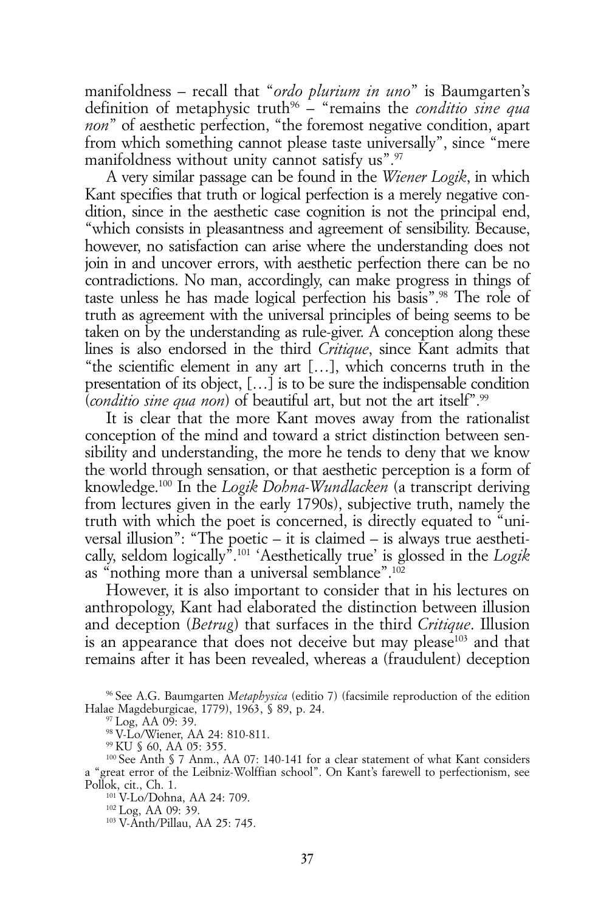manifoldness – recall that "*ordo plurium in uno*" is Baumgarten's definition of metaphysic truth[96] – "remains the *conditio sine qua non*" of aesthetic perfection, "the foremost negative condition, apart from which something cannot please taste universally", since "mere manifoldness without unity cannot satisfy us".[97]

A very similar passage can be found in the *Wiener Logik*, in which Kant specifies that truth or logical perfection is a merely negative condition, since in the aesthetic case cognition is not the principal end, "which consists in pleasantness and agreement of sensibility. Because, however, no satisfaction can arise where the understanding does not join in and uncover errors, with aesthetic perfection there can be no contradictions. No man, accordingly, can make progress in things of taste unless he has made logical perfection his basis".[98] The role of truth as agreement with the universal principles of being seems to be taken on by the understanding as rule-giver. A conception along these lines is also endorsed in the third *Critique*, since Kant admits that "the scientific element in any art […], which concerns truth in the presentation of its object, […] is to be sure the indispensable condition (*conditio sine qua non*) of beautiful art, but not the art itself".[99]

It is clear that the more Kant moves away from the rationalist conception of the mind and toward a strict distinction between sensibility and understanding, the more he tends to deny that we know the world through sensation, or that aesthetic perception is a form of knowledge.[100] In the *Logik Dohna-Wundlacken* (a transcript deriving from lectures given in the early 1790s), subjective truth, namely the truth with which the poet is concerned, is directly equated to "universal illusion": "The poetic – it is claimed – is always true aesthetically, seldom logically".[101] 'Aesthetically true' is glossed in the *Logik* as "nothing more than a universal semblance".[102]

However, it is also important to consider that in his lectures on anthropology, Kant had elaborated the distinction between illusion and deception (*Betrug*) that surfaces in the third *Critique*. Illusion is an appearance that does not deceive but may please[103] and that remains after it has been revealed, whereas a (fraudulent) deception

[96] See A.G. Baumgarten *Metaphysica* (editio 7) (facsimile reproduction of the edition Halae Magdeburgicae, 1779), 1963, § 89, p. 24.

[97] Log, AA 09: 39.

[98] V-Lo/Wiener, AA 24: 810-811.

[99] KU § 60, AA 05: 355.

[100] See Anth § 7 Anm., AA 07: 140-141 for a clear statement of what Kant considers a "great error of the Leibniz-Wolffian school". On Kant's farewell to perfectionism, see Pollok, cit., Ch. 1.

[101] V-Lo/Dohna, AA 24: 709.

[102] Log, AA 09: 39.

[103] V-Anth/Pillau, AA 25: 745.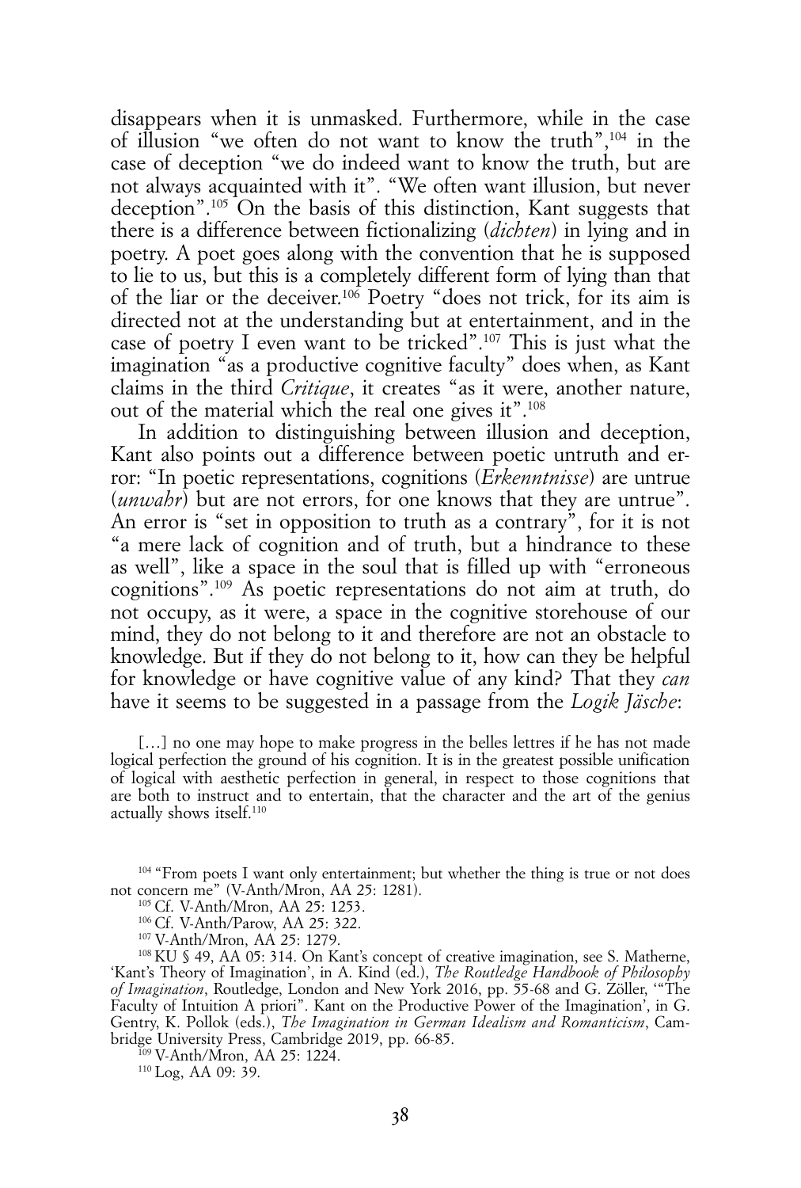disappears when it is unmasked. Furthermore, while in the case of illusion "we often do not want to know the truth",[104] in the case of deception "we do indeed want to know the truth, but are not always acquainted with it". "We often want illusion, but never deception".[105] On the basis of this distinction, Kant suggests that there is a difference between fictionalizing (*dichten*) in lying and in poetry. A poet goes along with the convention that he is supposed to lie to us, but this is a completely different form of lying than that of the liar or the deceiver.[106] Poetry "does not trick, for its aim is directed not at the understanding but at entertainment, and in the case of poetry I even want to be tricked".[107] This is just what the imagination "as a productive cognitive faculty" does when, as Kant claims in the third *Critique*, it creates "as it were, another nature, out of the material which the real one gives it".[108]

In addition to distinguishing between illusion and deception, Kant also points out a difference between poetic untruth and error: "In poetic representations, cognitions (*Erkenntnisse*) are untrue (*unwahr*) but are not errors, for one knows that they are untrue". An error is "set in opposition to truth as a contrary", for it is not "a mere lack of cognition and of truth, but a hindrance to these as well", like a space in the soul that is filled up with "erroneous cognitions".[109] As poetic representations do not aim at truth, do not occupy, as it were, a space in the cognitive storehouse of our mind, they do not belong to it and therefore are not an obstacle to knowledge. But if they do not belong to it, how can they be helpful for knowledge or have cognitive value of any kind? That they *can* have it seems to be suggested in a passage from the *Logik Jäsche*:

> […] no one may hope to make progress in the belles lettres if he has not made logical perfection the ground of his cognition. It is in the greatest possible unification of logical with aesthetic perfection in general, in respect to those cognitions that are both to instruct and to entertain, that the character and the art of the genius actually shows itself.[110]

[104] "From poets I want only entertainment; but whether the thing is true or not does not concern me" (V-Anth/Mron, AA 25: 1281).

[105] Cf. V-Anth/Mron, AA 25: 1253.

[106] Cf. V-Anth/Parow, AA 25: 322.

[107] V-Anth/Mron, AA 25: 1279.

[108] KU § 49, AA 05: 314. On Kant's concept of creative imagination, see S. Matherne, 'Kant's Theory of Imagination', in A. Kind (ed.), *The Routledge Handbook of Philosophy of Imagination*, Routledge, London and New York 2016, pp. 55-68 and G. Zöller, '"The Faculty of Intuition A priori". Kant on the Productive Power of the Imagination', in G. Gentry, K. Pollok (eds.), *The Imagination in German Idealism and Romanticism*, Cambridge University Press, Cambridge 2019, pp. 66-85.

[109] V-Anth/Mron, AA 25: 1224.

[110] Log, AA 09: 39.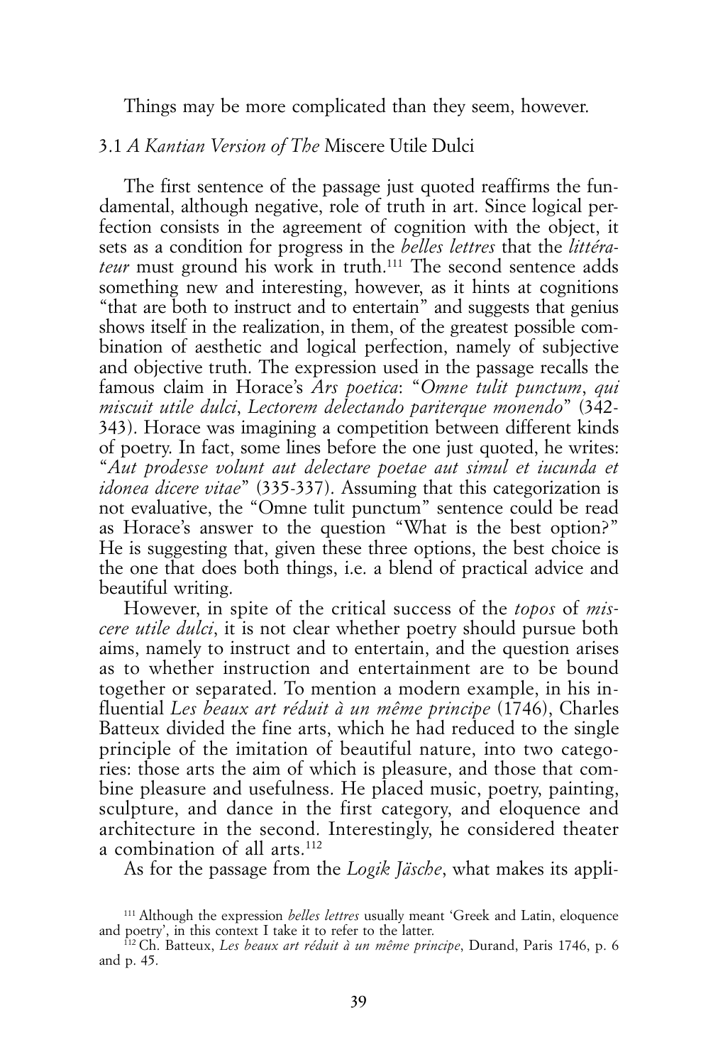Things may be more complicated than they seem, however.

### 3.1 *A Kantian Version of The* Miscere Utile Dulci

The first sentence of the passage just quoted reaffirms the fundamental, although negative, role of truth in art. Since logical perfection consists in the agreement of cognition with the object, it sets as a condition for progress in the *belles lettres* that the *littérateur* must ground his work in truth.[111] The second sentence adds something new and interesting, however, as it hints at cognitions "that are both to instruct and to entertain" and suggests that genius shows itself in the realization, in them, of the greatest possible combination of aesthetic and logical perfection, namely of subjective and objective truth. The expression used in the passage recalls the famous claim in Horace's *Ars poetica*: "*Omne tulit punctum*, *qui miscuit utile dulci*, *Lectorem delectando pariterque monendo*" (342-343). Horace was imagining a competition between different kinds of poetry. In fact, some lines before the one just quoted, he writes: "*Aut prodesse volunt aut delectare poetae aut simul et iucunda et idonea dicere vitae*" (335-337). Assuming that this categorization is not evaluative, the "Omne tulit punctum" sentence could be read as Horace's answer to the question "What is the best option?" He is suggesting that, given these three options, the best choice is the one that does both things, i.e. a blend of practical advice and beautiful writing.

However, in spite of the critical success of the *topos* of *miscere utile dulci*, it is not clear whether poetry should pursue both aims, namely to instruct and to entertain, and the question arises as to whether instruction and entertainment are to be bound together or separated. To mention a modern example, in his influential *Les beaux art réduit à un même principe* (1746), Charles Batteux divided the fine arts, which he had reduced to the single principle of the imitation of beautiful nature, into two categories: those arts the aim of which is pleasure, and those that combine pleasure and usefulness. He placed music, poetry, painting, sculpture, and dance in the first category, and eloquence and architecture in the second. Interestingly, he considered theater a combination of all arts.[112]

As for the passage from the *Logik Jäsche*, what makes its appli-

[111] Although the expression *belles lettres* usually meant 'Greek and Latin, eloquence and poetry', in this context I take it to refer to the latter.

[112] Ch. Batteux, *Les beaux art réduit à un même principe*, Durand, Paris 1746, p. 6 and p. 45.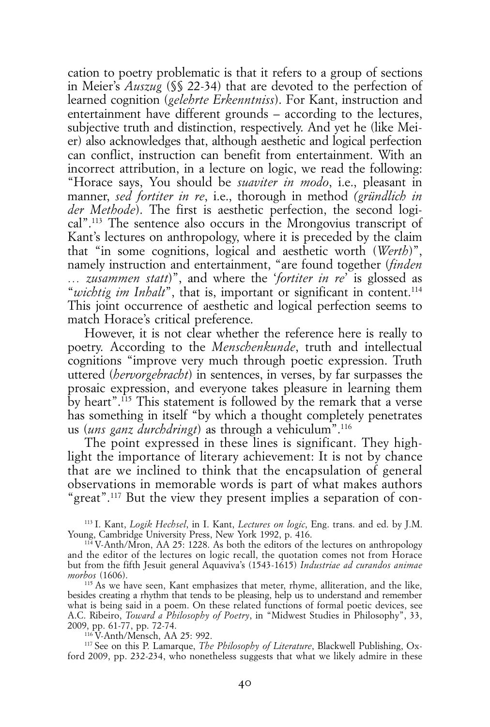cation to poetry problematic is that it refers to a group of sections in Meier's *Auszug* (§§ 22-34) that are devoted to the perfection of learned cognition (*gelehrte Erkenntniss*). For Kant, instruction and entertainment have different grounds – according to the lectures, subjective truth and distinction, respectively. And yet he (like Meier) also acknowledges that, although aesthetic and logical perfection can conflict, instruction can benefit from entertainment. With an incorrect attribution, in a lecture on logic, we read the following: "Horace says, You should be *suaviter in modo*, i.e., pleasant in manner, *sed fortiter in re*, i.e., thorough in method (*gründlich in der Methode*). The first is aesthetic perfection, the second logical".[113] The sentence also occurs in the Mrongovius transcript of Kant's lectures on anthropology, where it is preceded by the claim that "in some cognitions, logical and aesthetic worth (*Werth*)", namely instruction and entertainment, "are found together (*finden … zusammen statt*)", and where the '*fortiter in re*' is glossed as "*wichtig im Inhalt*", that is, important or significant in content.[114] This joint occurrence of aesthetic and logical perfection seems to match Horace's critical preference.

However, it is not clear whether the reference here is really to poetry. According to the *Menschenkunde*, truth and intellectual cognitions "improve very much through poetic expression. Truth uttered (*hervorgebracht*) in sentences, in verses, by far surpasses the prosaic expression, and everyone takes pleasure in learning them by heart".[115] This statement is followed by the remark that a verse has something in itself "by which a thought completely penetrates us (*uns ganz durchdringt*) as through a vehiculum".[116]

The point expressed in these lines is significant. They highlight the importance of literary achievement: It is not by chance that are we inclined to think that the encapsulation of general observations in memorable words is part of what makes authors "great".[117] But the view they present implies a separation of con-

[113] I. Kant, *Logik Hechsel*, in I. Kant, *Lectures on logic*, Eng. trans. and ed. by J.M. Young, Cambridge University Press, New York 1992, p. 416.

[114] V-Anth/Mron, AA 25: 1228. As both the editors of the lectures on anthropology and the editor of the lectures on logic recall, the quotation comes not from Horace but from the fifth Jesuit general Aquaviva's (1543-1615) *Industriae ad curandos animae morbos* (1606).

[115] As we have seen, Kant emphasizes that meter, rhyme, alliteration, and the like, besides creating a rhythm that tends to be pleasing, help us to understand and remember what is being said in a poem. On these related functions of formal poetic devices, see A.C. Ribeiro, *Toward a Philosophy of Poetry*, in "Midwest Studies in Philosophy", 33, 2009, pp. 61-77, pp. 72-74.

[116] V-Anth/Mensch, AA 25: 992.

[117] See on this P. Lamarque, *The Philosophy of Literature*, Blackwell Publishing, Oxford 2009, pp. 232-234, who nonetheless suggests that what we likely admire in these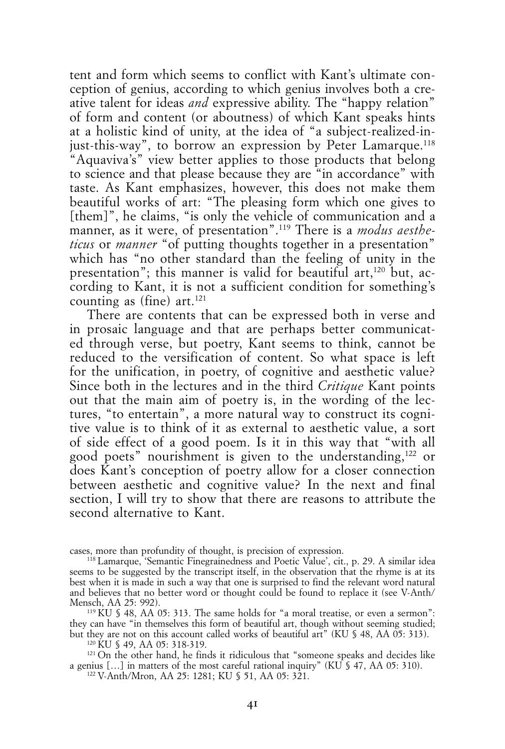tent and form which seems to conflict with Kant's ultimate conception of genius, according to which genius involves both a creative talent for ideas *and* expressive ability. The "happy relation" of form and content (or aboutness) of which Kant speaks hints at a holistic kind of unity, at the idea of "a subject-realized-in-just-this-way", to borrow an expression by Peter Lamarque.[118] "Aquaviva's" view better applies to those products that belong to science and that please because they are "in accordance" with taste. As Kant emphasizes, however, this does not make them beautiful works of art: "The pleasing form which one gives to [them]", he claims, "is only the vehicle of communication and a manner, as it were, of presentation".[119] There is a *modus aestheticus* or *manner* "of putting thoughts together in a presentation" which has "no other standard than the feeling of unity in the presentation"; this manner is valid for beautiful art,[120] but, according to Kant, it is not a sufficient condition for something's counting as (fine) art.[121]

There are contents that can be expressed both in verse and in prosaic language and that are perhaps better communicated through verse, but poetry, Kant seems to think, cannot be reduced to the versification of content. So what space is left for the unification, in poetry, of cognitive and aesthetic value? Since both in the lectures and in the third *Critique* Kant points out that the main aim of poetry is, in the wording of the lectures, "to entertain", a more natural way to construct its cognitive value is to think of it as external to aesthetic value, a sort of side effect of a good poem. Is it in this way that "with all good poets" nourishment is given to the understanding,[122] or does Kant's conception of poetry allow for a closer connection between aesthetic and cognitive value? In the next and final section, I will try to show that there are reasons to attribute the second alternative to Kant.

cases, more than profundity of thought, is precision of expression.

[118] Lamarque, 'Semantic Finegrainedness and Poetic Value', cit., p. 29. A similar idea seems to be suggested by the transcript itself, in the observation that the rhyme is at its best when it is made in such a way that one is surprised to find the relevant word natural and believes that no better word or thought could be found to replace it (see V-Anth/Mensch, AA 25: 992).

[119] KU § 48, AA 05: 313. The same holds for "a moral treatise, or even a sermon": they can have "in themselves this form of beautiful art, though without seeming studied; but they are not on this account called works of beautiful art" (KU § 48, AA 05: 313).

[120] KU § 49, AA 05: 318-319.

[121] On the other hand, he finds it ridiculous that "someone speaks and decides like a genius […] in matters of the most careful rational inquiry" (KU § 47, AA 05: 310).

[122] V-Anth/Mron, AA 25: 1281; KU § 51, AA 05: 321.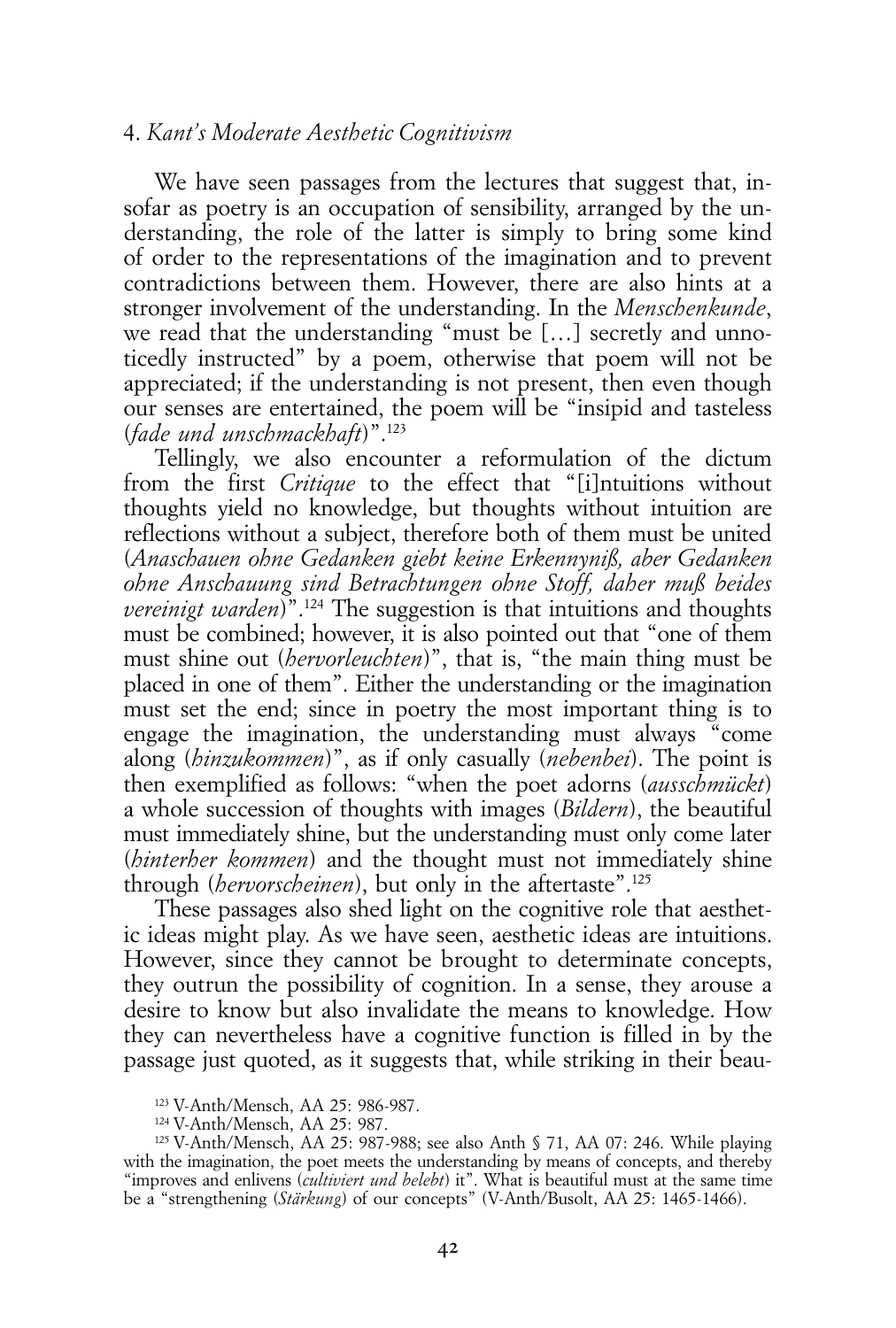## 4. *Kant's Moderate Aesthetic Cognitivism*

We have seen passages from the lectures that suggest that, insofar as poetry is an occupation of sensibility, arranged by the understanding, the role of the latter is simply to bring some kind of order to the representations of the imagination and to prevent contradictions between them. However, there are also hints at a stronger involvement of the understanding. In the *Menschenkunde*, we read that the understanding "must be […] secretly and unnoticedly instructed" by a poem, otherwise that poem will not be appreciated; if the understanding is not present, then even though our senses are entertained, the poem will be "insipid and tasteless (*fade und unschmackhaft*)".[123]

Tellingly, we also encounter a reformulation of the dictum from the first *Critique* to the effect that "[i]ntuitions without thoughts yield no knowledge, but thoughts without intuition are reflections without a subject, therefore both of them must be united (*Anaschauen ohne Gedanken giebt keine Erkennyniß, aber Gedanken ohne Anschauung sind Betrachtungen ohne Stoff, daher muß beides vereinigt warden*)".[124] The suggestion is that intuitions and thoughts must be combined; however, it is also pointed out that "one of them must shine out (*hervorleuchten*)", that is, "the main thing must be placed in one of them". Either the understanding or the imagination must set the end; since in poetry the most important thing is to engage the imagination, the understanding must always "come along (*hinzukommen*)", as if only casually (*nebenbei*). The point is then exemplified as follows: "when the poet adorns (*ausschmückt*) a whole succession of thoughts with images (*Bildern*), the beautiful must immediately shine, but the understanding must only come later (*hinterher kommen*) and the thought must not immediately shine through (*hervorscheinen*), but only in the aftertaste".[125]

These passages also shed light on the cognitive role that aesthetic ideas might play. As we have seen, aesthetic ideas are intuitions. However, since they cannot be brought to determinate concepts, they outrun the possibility of cognition. In a sense, they arouse a desire to know but also invalidate the means to knowledge. How they can nevertheless have a cognitive function is filled in by the passage just quoted, as it suggests that, while striking in their beau-

[123] V-Anth/Mensch, AA 25: 986-987.

[124] V-Anth/Mensch, AA 25: 987.

[125] V-Anth/Mensch, AA 25: 987-988; see also Anth § 71, AA 07: 246. While playing with the imagination, the poet meets the understanding by means of concepts, and thereby "improves and enlivens (*cultiviert und belebt*) it". What is beautiful must at the same time be a "strengthening (*Stärkung*) of our concepts" (V-Anth/Busolt, AA 25: 1465-1466).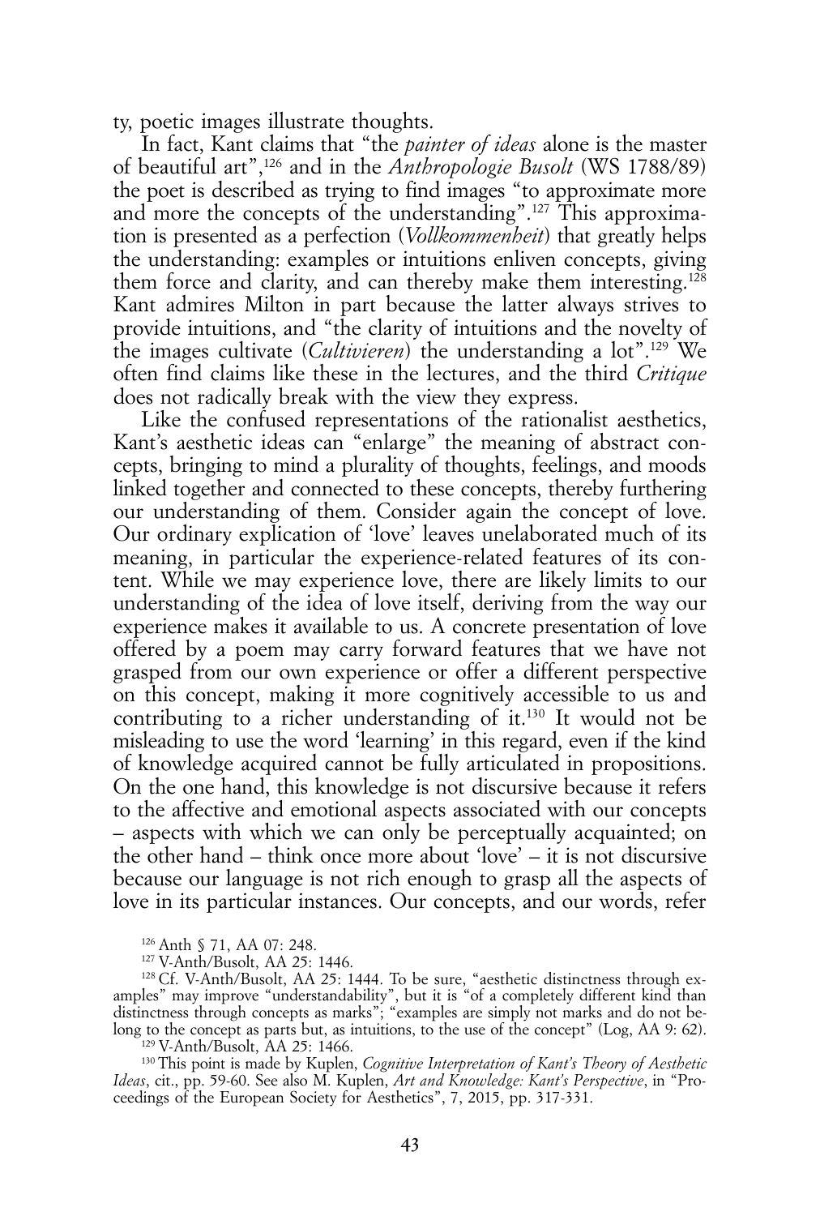ty, poetic images illustrate thoughts.

In fact, Kant claims that "the *painter of ideas* alone is the master of beautiful art",[126] and in the *Anthropologie Busolt* (WS 1788/89) the poet is described as trying to find images "to approximate more and more the concepts of the understanding".[127] This approximation is presented as a perfection (*Vollkommenheit*) that greatly helps the understanding: examples or intuitions enliven concepts, giving them force and clarity, and can thereby make them interesting.[128] Kant admires Milton in part because the latter always strives to provide intuitions, and "the clarity of intuitions and the novelty of the images cultivate (*Cultivieren*) the understanding a lot".[129] We often find claims like these in the lectures, and the third *Critique* does not radically break with the view they express.

Like the confused representations of the rationalist aesthetics, Kant's aesthetic ideas can "enlarge" the meaning of abstract concepts, bringing to mind a plurality of thoughts, feelings, and moods linked together and connected to these concepts, thereby furthering our understanding of them. Consider again the concept of love. Our ordinary explication of 'love' leaves unelaborated much of its meaning, in particular the experience-related features of its content. While we may experience love, there are likely limits to our understanding of the idea of love itself, deriving from the way our experience makes it available to us. A concrete presentation of love offered by a poem may carry forward features that we have not grasped from our own experience or offer a different perspective on this concept, making it more cognitively accessible to us and contributing to a richer understanding of it.[130] It would not be misleading to use the word 'learning' in this regard, even if the kind of knowledge acquired cannot be fully articulated in propositions. On the one hand, this knowledge is not discursive because it refers to the affective and emotional aspects associated with our concepts – aspects with which we can only be perceptually acquainted; on the other hand – think once more about 'love' – it is not discursive because our language is not rich enough to grasp all the aspects of love in its particular instances. Our concepts, and our words, refer

[126] Anth § 71, AA 07: 248.

[127] V-Anth/Busolt, AA 25: 1446.

[128] Cf. V-Anth/Busolt, AA 25: 1444. To be sure, "aesthetic distinctness through examples" may improve "understandability", but it is "of a completely different kind than distinctness through concepts as marks"; "examples are simply not marks and do not belong to the concept as parts but, as intuitions, to the use of the concept" (Log, AA 9: 62).

[129] V-Anth/Busolt, AA 25: 1466.

[130] This point is made by Kuplen, *Cognitive Interpretation of Kant's Theory of Aesthetic Ideas*, cit., pp. 59-60. See also M. Kuplen, *Art and Knowledge: Kant's Perspective*, in "Proceedings of the European Society for Aesthetics", 7, 2015, pp. 317-331.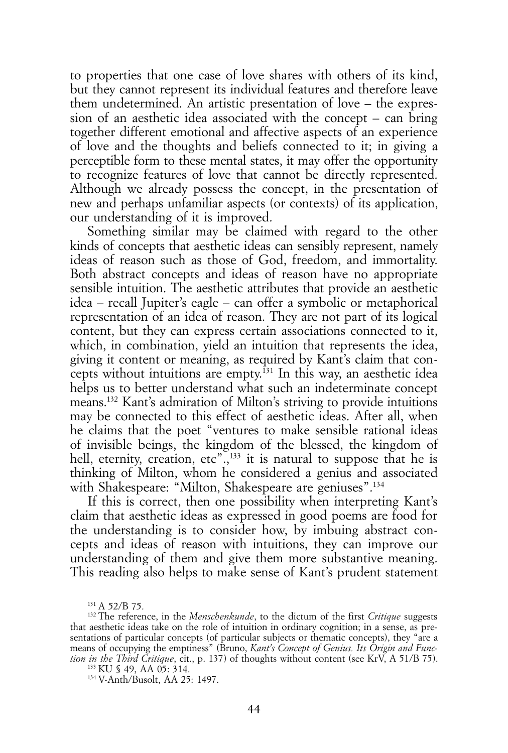to properties that one case of love shares with others of its kind, but they cannot represent its individual features and therefore leave them undetermined. An artistic presentation of love – the expression of an aesthetic idea associated with the concept – can bring together different emotional and affective aspects of an experience of love and the thoughts and beliefs connected to it; in giving a perceptible form to these mental states, it may offer the opportunity to recognize features of love that cannot be directly represented. Although we already possess the concept, in the presentation of new and perhaps unfamiliar aspects (or contexts) of its application, our understanding of it is improved.

Something similar may be claimed with regard to the other kinds of concepts that aesthetic ideas can sensibly represent, namely ideas of reason such as those of God, freedom, and immortality. Both abstract concepts and ideas of reason have no appropriate sensible intuition. The aesthetic attributes that provide an aesthetic idea – recall Jupiter's eagle – can offer a symbolic or metaphorical representation of an idea of reason. They are not part of its logical content, but they can express certain associations connected to it, which, in combination, yield an intuition that represents the idea, giving it content or meaning, as required by Kant's claim that concepts without intuitions are empty.[131] In this way, an aesthetic idea helps us to better understand what such an indeterminate concept means.[132] Kant's admiration of Milton's striving to provide intuitions may be connected to this effect of aesthetic ideas. After all, when he claims that the poet "ventures to make sensible rational ideas of invisible beings, the kingdom of the blessed, the kingdom of hell, eternity, creation, etc".,[133] it is natural to suppose that he is thinking of Milton, whom he considered a genius and associated with Shakespeare: "Milton, Shakespeare are geniuses".[134]

If this is correct, then one possibility when interpreting Kant's claim that aesthetic ideas as expressed in good poems are food for the understanding is to consider how, by imbuing abstract concepts and ideas of reason with intuitions, they can improve our understanding of them and give them more substantive meaning. This reading also helps to make sense of Kant's prudent statement

[131] A 52/B 75.

[132] The reference, in the *Menschenkunde*, to the dictum of the first *Critique* suggests that aesthetic ideas take on the role of intuition in ordinary cognition; in a sense, as presentations of particular concepts (of particular subjects or thematic concepts), they "are a means of occupying the emptiness" (Bruno, *Kant's Concept of Genius. Its Origin and Function in the Third Critique*, cit., p. 137) of thoughts without content (see KrV, A 51/B 75).

[133] KU § 49, AA 05: 314.

[134] V-Anth/Busolt, AA 25: 1497.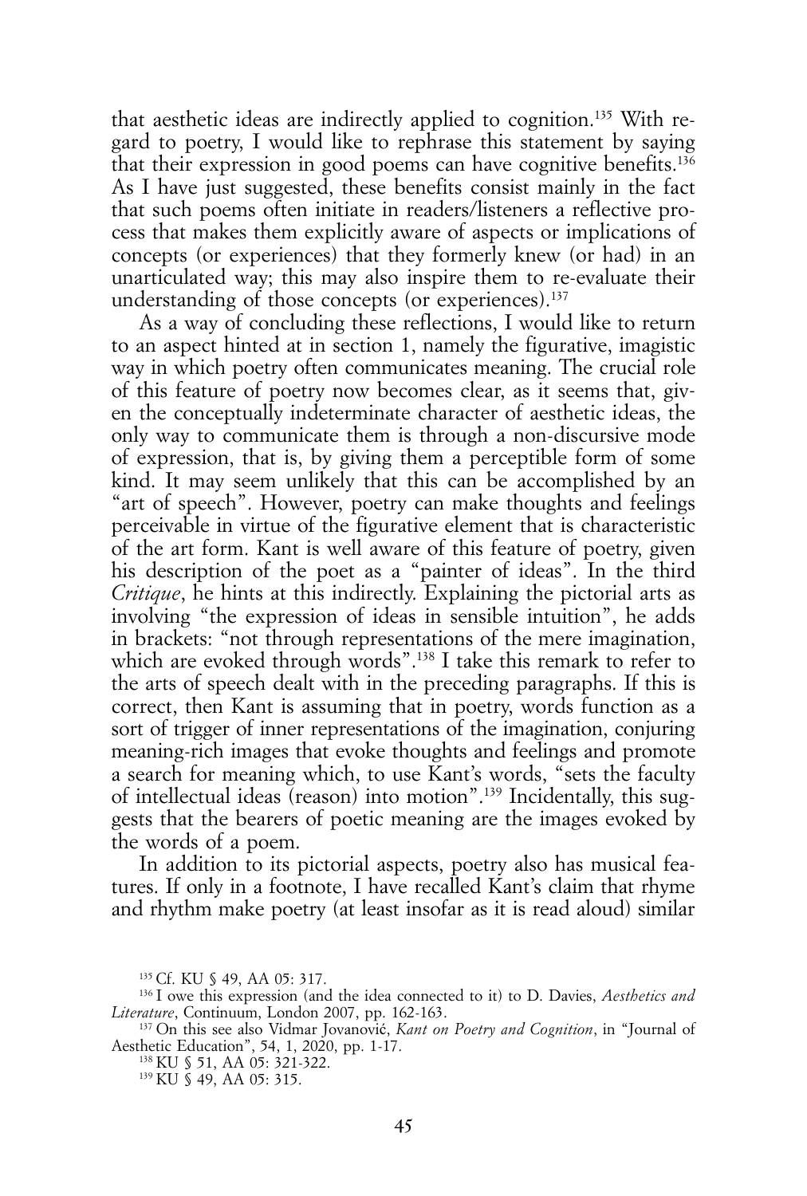that aesthetic ideas are indirectly applied to cognition.[135] With regard to poetry, I would like to rephrase this statement by saying that their expression in good poems can have cognitive benefits.[136] As I have just suggested, these benefits consist mainly in the fact that such poems often initiate in readers/listeners a reflective process that makes them explicitly aware of aspects or implications of concepts (or experiences) that they formerly knew (or had) in an unarticulated way; this may also inspire them to re-evaluate their understanding of those concepts (or experiences).[137]

As a way of concluding these reflections, I would like to return to an aspect hinted at in section 1, namely the figurative, imagistic way in which poetry often communicates meaning. The crucial role of this feature of poetry now becomes clear, as it seems that, given the conceptually indeterminate character of aesthetic ideas, the only way to communicate them is through a non-discursive mode of expression, that is, by giving them a perceptible form of some kind. It may seem unlikely that this can be accomplished by an "art of speech". However, poetry can make thoughts and feelings perceivable in virtue of the figurative element that is characteristic of the art form. Kant is well aware of this feature of poetry, given his description of the poet as a "painter of ideas". In the third *Critique*, he hints at this indirectly. Explaining the pictorial arts as involving "the expression of ideas in sensible intuition", he adds in brackets: "not through representations of the mere imagination, which are evoked through words".[138] I take this remark to refer to the arts of speech dealt with in the preceding paragraphs. If this is correct, then Kant is assuming that in poetry, words function as a sort of trigger of inner representations of the imagination, conjuring meaning-rich images that evoke thoughts and feelings and promote a search for meaning which, to use Kant's words, "sets the faculty of intellectual ideas (reason) into motion".[139] Incidentally, this suggests that the bearers of poetic meaning are the images evoked by the words of a poem.

In addition to its pictorial aspects, poetry also has musical features. If only in a footnote, I have recalled Kant's claim that rhyme and rhythm make poetry (at least insofar as it is read aloud) similar

[135] Cf. KU § 49, AA 05: 317.

[136] I owe this expression (and the idea connected to it) to D. Davies, *Aesthetics and Literature*, Continuum, London 2007, pp. 162-163.

[137] On this see also Vidmar Jovanović, *Kant on Poetry and Cognition*, in "Journal of Aesthetic Education", 54, 1, 2020, pp. 1-17.

[138] KU § 51, AA 05: 321-322.

[139] KU § 49, AA 05: 315.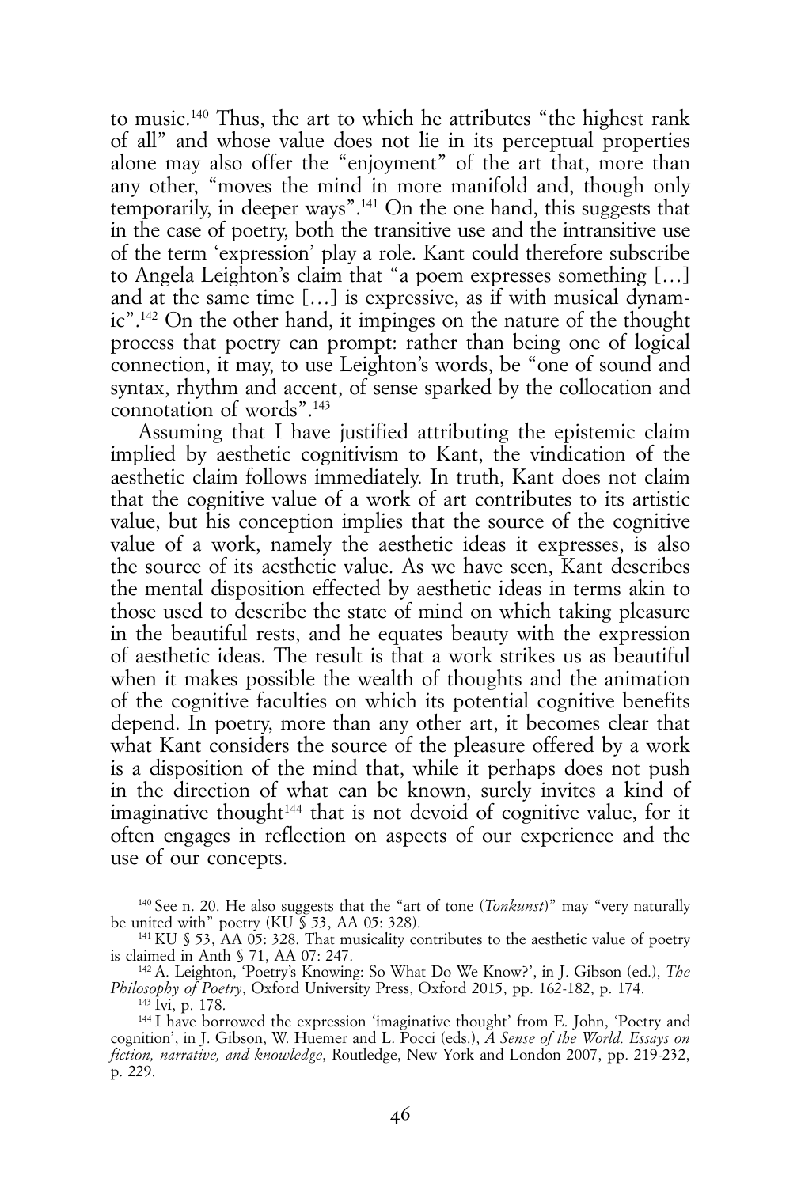to music.[140] Thus, the art to which he attributes "the highest rank of all" and whose value does not lie in its perceptual properties alone may also offer the "enjoyment" of the art that, more than any other, "moves the mind in more manifold and, though only temporarily, in deeper ways".[141] On the one hand, this suggests that in the case of poetry, both the transitive use and the intransitive use of the term 'expression' play a role. Kant could therefore subscribe to Angela Leighton's claim that "a poem expresses something […] and at the same time […] is expressive, as if with musical dynamic".[142] On the other hand, it impinges on the nature of the thought process that poetry can prompt: rather than being one of logical connection, it may, to use Leighton's words, be "one of sound and syntax, rhythm and accent, of sense sparked by the collocation and connotation of words".[143]

Assuming that I have justified attributing the epistemic claim implied by aesthetic cognitivism to Kant, the vindication of the aesthetic claim follows immediately. In truth, Kant does not claim that the cognitive value of a work of art contributes to its artistic value, but his conception implies that the source of the cognitive value of a work, namely the aesthetic ideas it expresses, is also the source of its aesthetic value. As we have seen, Kant describes the mental disposition effected by aesthetic ideas in terms akin to those used to describe the state of mind on which taking pleasure in the beautiful rests, and he equates beauty with the expression of aesthetic ideas. The result is that a work strikes us as beautiful when it makes possible the wealth of thoughts and the animation of the cognitive faculties on which its potential cognitive benefits depend. In poetry, more than any other art, it becomes clear that what Kant considers the source of the pleasure offered by a work is a disposition of the mind that, while it perhaps does not push in the direction of what can be known, surely invites a kind of imaginative thought[144] that is not devoid of cognitive value, for it often engages in reflection on aspects of our experience and the use of our concepts.

[140] See n. 20. He also suggests that the "art of tone (*Tonkunst*)" may "very naturally be united with" poetry (KU § 53, AA 05: 328).

[141] KU § 53, AA 05: 328. That musicality contributes to the aesthetic value of poetry is claimed in Anth § 71, AA 07: 247.

[142] A. Leighton, 'Poetry's Knowing: So What Do We Know?', in J. Gibson (ed.), *The Philosophy of Poetry*, Oxford University Press, Oxford 2015, pp. 162-182, p. 174.

[143] Ivi, p. 178.

[144] I have borrowed the expression 'imaginative thought' from E. John, 'Poetry and cognition', in J. Gibson, W. Huemer and L. Pocci (eds.), *A Sense of the World. Essays on fiction, narrative, and knowledge*, Routledge, New York and London 2007, pp. 219-232, p. 229.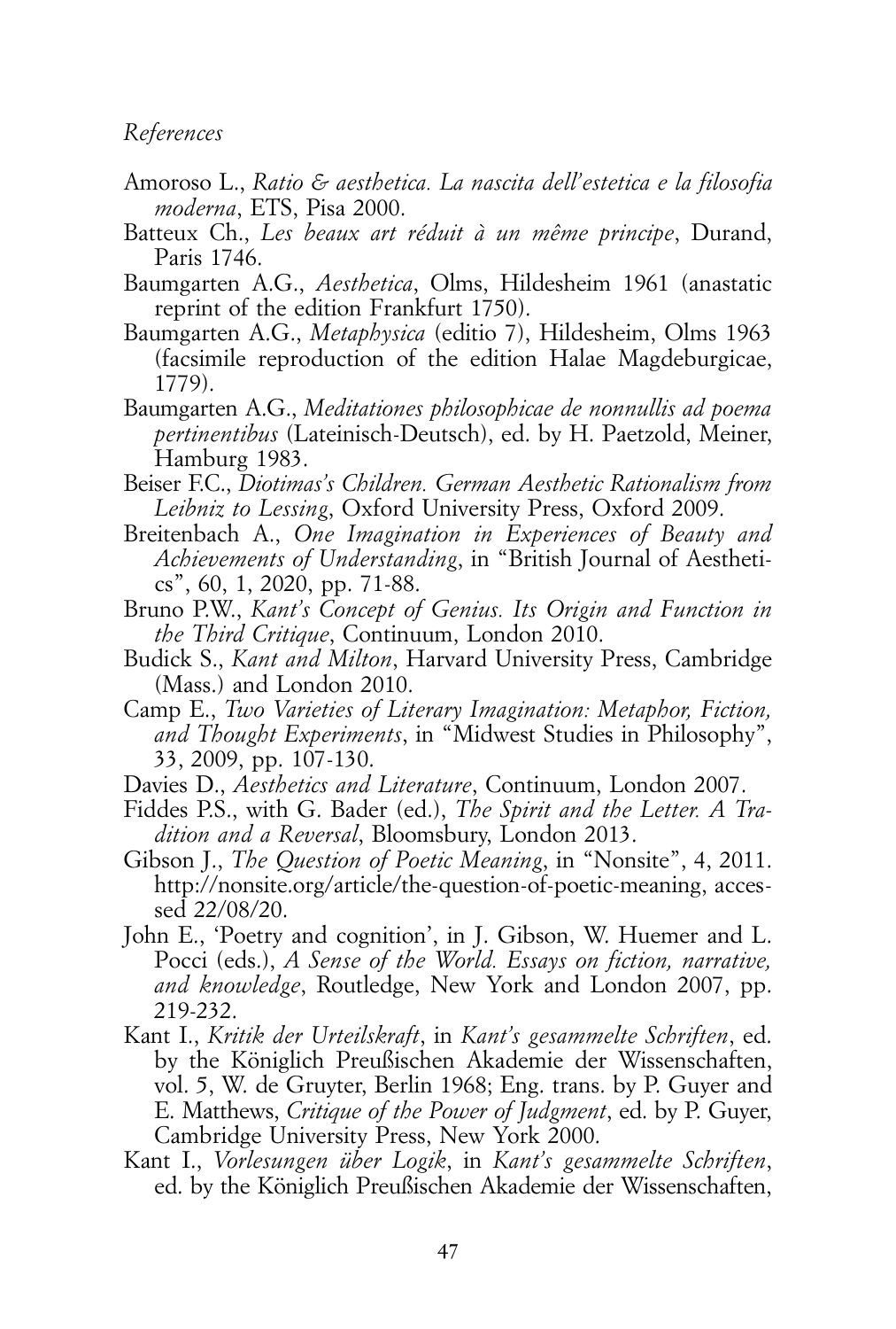*References*

Amoroso L., *Ratio & aesthetica. La nascita dell'estetica e la filosofia moderna*, ETS, Pisa 2000.

Batteux Ch., *Les beaux art réduit à un même principe*, Durand, Paris 1746.

Baumgarten A.G., *Aesthetica*, Olms, Hildesheim 1961 (anastatic reprint of the edition Frankfurt 1750).

Baumgarten A.G., *Metaphysica* (editio 7), Hildesheim, Olms 1963 (facsimile reproduction of the edition Halae Magdeburgicae, 1779).

Baumgarten A.G., *Meditationes philosophicae de nonnullis ad poema pertinentibus* (Lateinisch-Deutsch), ed. by H. Paetzold, Meiner, Hamburg 1983.

Beiser F.C., *Diotimas's Children. German Aesthetic Rationalism from Leibniz to Lessing*, Oxford University Press, Oxford 2009.

Breitenbach A., *One Imagination in Experiences of Beauty and Achievements of Understanding*, in "British Journal of Aesthetics", 60, 1, 2020, pp. 71-88.

Bruno P.W., *Kant's Concept of Genius. Its Origin and Function in the Third Critique*, Continuum, London 2010.

Budick S., *Kant and Milton*, Harvard University Press, Cambridge (Mass.) and London 2010.

Camp E., *Two Varieties of Literary Imagination: Metaphor, Fiction, and Thought Experiments*, in "Midwest Studies in Philosophy", 33, 2009, pp. 107-130.

Davies D., *Aesthetics and Literature*, Continuum, London 2007.

Fiddes P.S., with G. Bader (ed.), *The Spirit and the Letter. A Tradition and a Reversal*, Bloomsbury, London 2013.

Gibson J., *The Question of Poetic Meaning*, in "Nonsite", 4, 2011. http://nonsite.org/article/the-question-of-poetic-meaning, accessed 22/08/20.

John E., 'Poetry and cognition', in J. Gibson, W. Huemer and L. Pocci (eds.), *A Sense of the World. Essays on fiction, narrative, and knowledge*, Routledge, New York and London 2007, pp. 219-232.

Kant I., *Kritik der Urteilskraft*, in *Kant's gesammelte Schriften*, ed. by the Königlich Preußischen Akademie der Wissenschaften, vol. 5, W. de Gruyter, Berlin 1968; Eng. trans. by P. Guyer and E. Matthews, *Critique of the Power of Judgment*, ed. by P. Guyer, Cambridge University Press, New York 2000.

Kant I., *Vorlesungen über Logik*, in *Kant's gesammelte Schriften*, ed. by the Königlich Preußischen Akademie der Wissenschaften,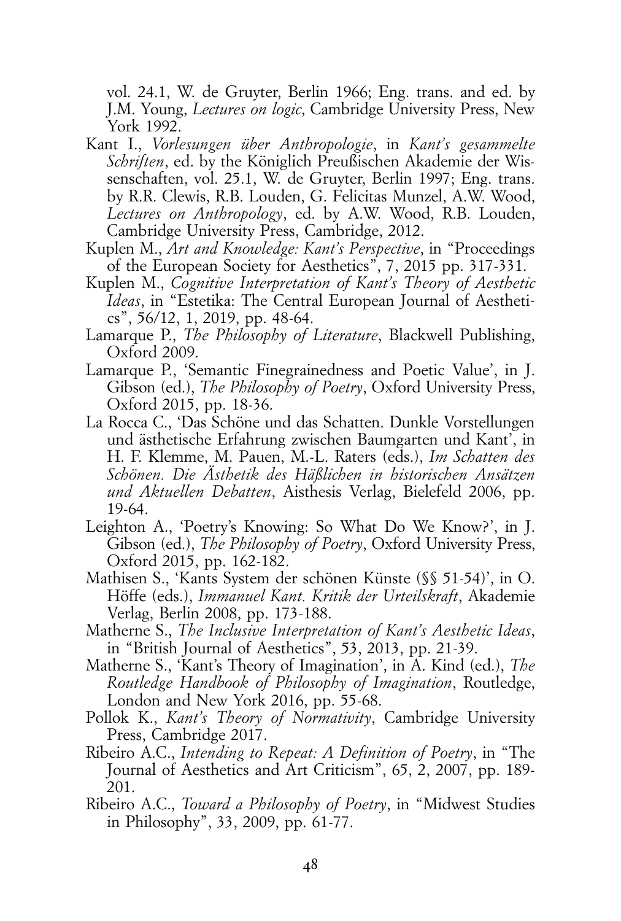vol. 24.1, W. de Gruyter, Berlin 1966; Eng. trans. and ed. by J.M. Young, *Lectures on logic*, Cambridge University Press, New York 1992.

Kant I., *Vorlesungen über Anthropologie*, in *Kant's gesammelte Schriften*, ed. by the Königlich Preußischen Akademie der Wissenschaften, vol. 25.1, W. de Gruyter, Berlin 1997; Eng. trans. by R.R. Clewis, R.B. Louden, G. Felicitas Munzel, A.W. Wood, *Lectures on Anthropology*, ed. by A.W. Wood, R.B. Louden, Cambridge University Press, Cambridge, 2012.

Kuplen M., *Art and Knowledge: Kant's Perspective*, in "Proceedings of the European Society for Aesthetics", 7, 2015 pp. 317-331.

Kuplen M., *Cognitive Interpretation of Kant's Theory of Aesthetic Ideas*, in "Estetika: The Central European Journal of Aesthetics", 56/12, 1, 2019, pp. 48-64.

Lamarque P., *The Philosophy of Literature*, Blackwell Publishing, Oxford 2009.

Lamarque P., 'Semantic Finegrainedness and Poetic Value', in J. Gibson (ed.), *The Philosophy of Poetry*, Oxford University Press, Oxford 2015, pp. 18-36.

La Rocca C., 'Das Schöne und das Schatten. Dunkle Vorstellungen und ästhetische Erfahrung zwischen Baumgarten und Kant', in H. F. Klemme, M. Pauen, M.-L. Raters (eds.), *Im Schatten des Schönen. Die Ästhetik des Häßlichen in historischen Ansätzen und Aktuellen Debatten*, Aisthesis Verlag, Bielefeld 2006, pp. 19-64.

Leighton A., 'Poetry's Knowing: So What Do We Know?', in J. Gibson (ed.), *The Philosophy of Poetry*, Oxford University Press, Oxford 2015, pp. 162-182.

Mathisen S., 'Kants System der schönen Künste (§§ 51-54)', in O. Höffe (eds.), *Immanuel Kant. Kritik der Urteilskraft*, Akademie Verlag, Berlin 2008, pp. 173-188.

Matherne S., *The Inclusive Interpretation of Kant's Aesthetic Ideas*, in "British Journal of Aesthetics", 53, 2013, pp. 21-39.

Matherne S., 'Kant's Theory of Imagination', in A. Kind (ed.), *The Routledge Handbook of Philosophy of Imagination*, Routledge, London and New York 2016, pp. 55-68.

Pollok K., *Kant's Theory of Normativity*, Cambridge University Press, Cambridge 2017.

Ribeiro A.C., *Intending to Repeat: A Definition of Poetry*, in "The Journal of Aesthetics and Art Criticism", 65, 2, 2007, pp. 189-201.

Ribeiro A.C., *Toward a Philosophy of Poetry*, in "Midwest Studies in Philosophy", 33, 2009, pp. 61-77.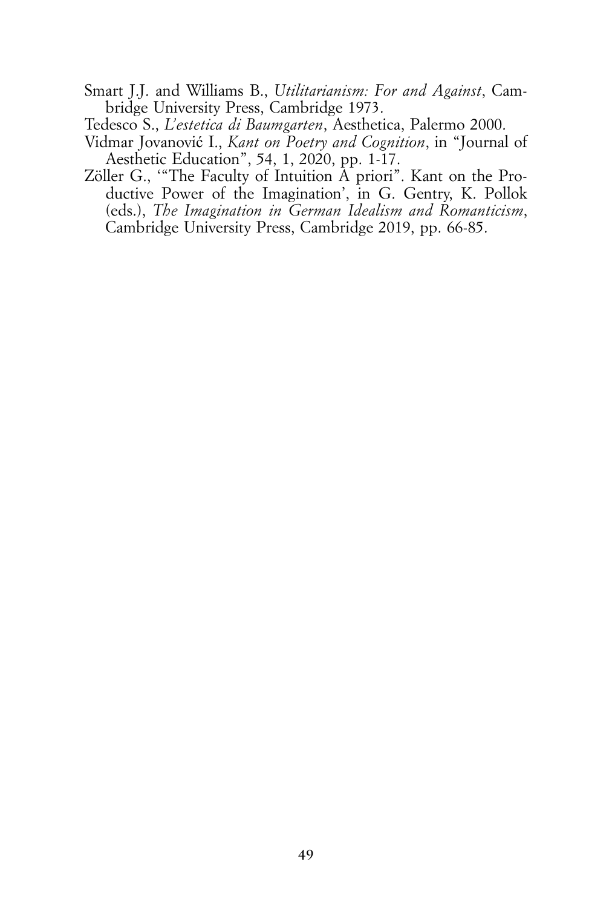Smart J.J. and Williams B., *Utilitarianism: For and Against*, Cambridge University Press, Cambridge 1973.

Tedesco S., *L'estetica di Baumgarten*, Aesthetica, Palermo 2000.

Vidmar Jovanović I., *Kant on Poetry and Cognition*, in "Journal of Aesthetic Education", 54, 1, 2020, pp. 1-17.

Zöller G., '"The Faculty of Intuition A priori". Kant on the Productive Power of the Imagination', in G. Gentry, K. Pollok (eds.), *The Imagination in German Idealism and Romanticism*, Cambridge University Press, Cambridge 2019, pp. 66-85.